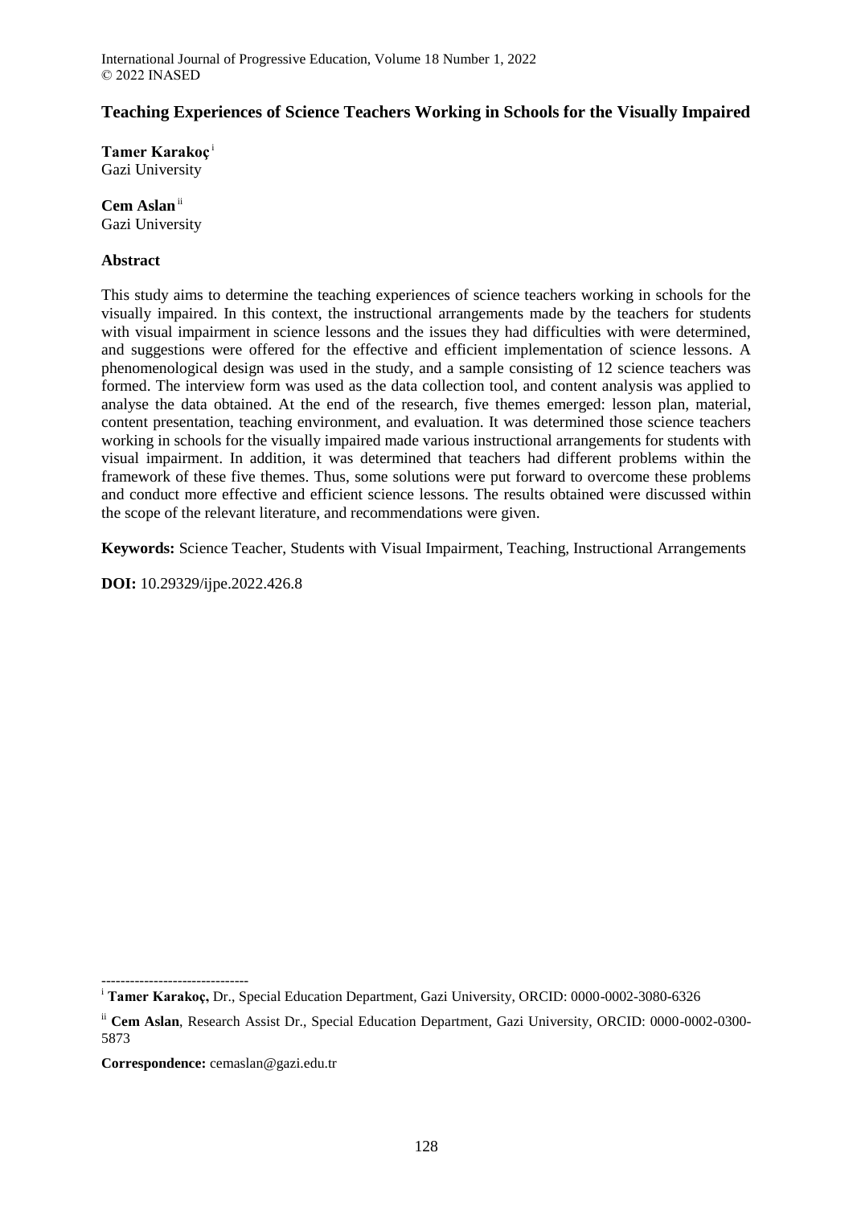# Teaching Experiences of Science Teachers Working in Schools for the Visually Impaired

**Tamer Karakoç** [i]
Gazi University

**Cem Aslan** [ii]
Gazi University

## Abstract

This study aims to determine the teaching experiences of science teachers working in schools for the visually impaired. In this context, the instructional arrangements made by the teachers for students with visual impairment in science lessons and the issues they had difficulties with were determined, and suggestions were offered for the effective and efficient implementation of science lessons. A phenomenological design was used in the study, and a sample consisting of 12 science teachers was formed. The interview form was used as the data collection tool, and content analysis was applied to analyse the data obtained. At the end of the research, five themes emerged: lesson plan, material, content presentation, teaching environment, and evaluation. It was determined those science teachers working in schools for the visually impaired made various instructional arrangements for students with visual impairment. In addition, it was determined that teachers had different problems within the framework of these five themes. Thus, some solutions were put forward to overcome these problems and conduct more effective and efficient science lessons. The results obtained were discussed within the scope of the relevant literature, and recommendations were given.

**Keywords:** Science Teacher, Students with Visual Impairment, Teaching, Instructional Arrangements

**DOI:** 10.29329/ijpe.2022.426.8

-------------------------------

[i] **Tamer Karakoç,** Dr., Special Education Department, Gazi University, ORCID: 0000-0002-3080-6326

[ii] **Cem Aslan**, Research Assist Dr., Special Education Department, Gazi University, ORCID: 0000-0002-0300-5873

**Correspondence:** cemaslan@gazi.edu.tr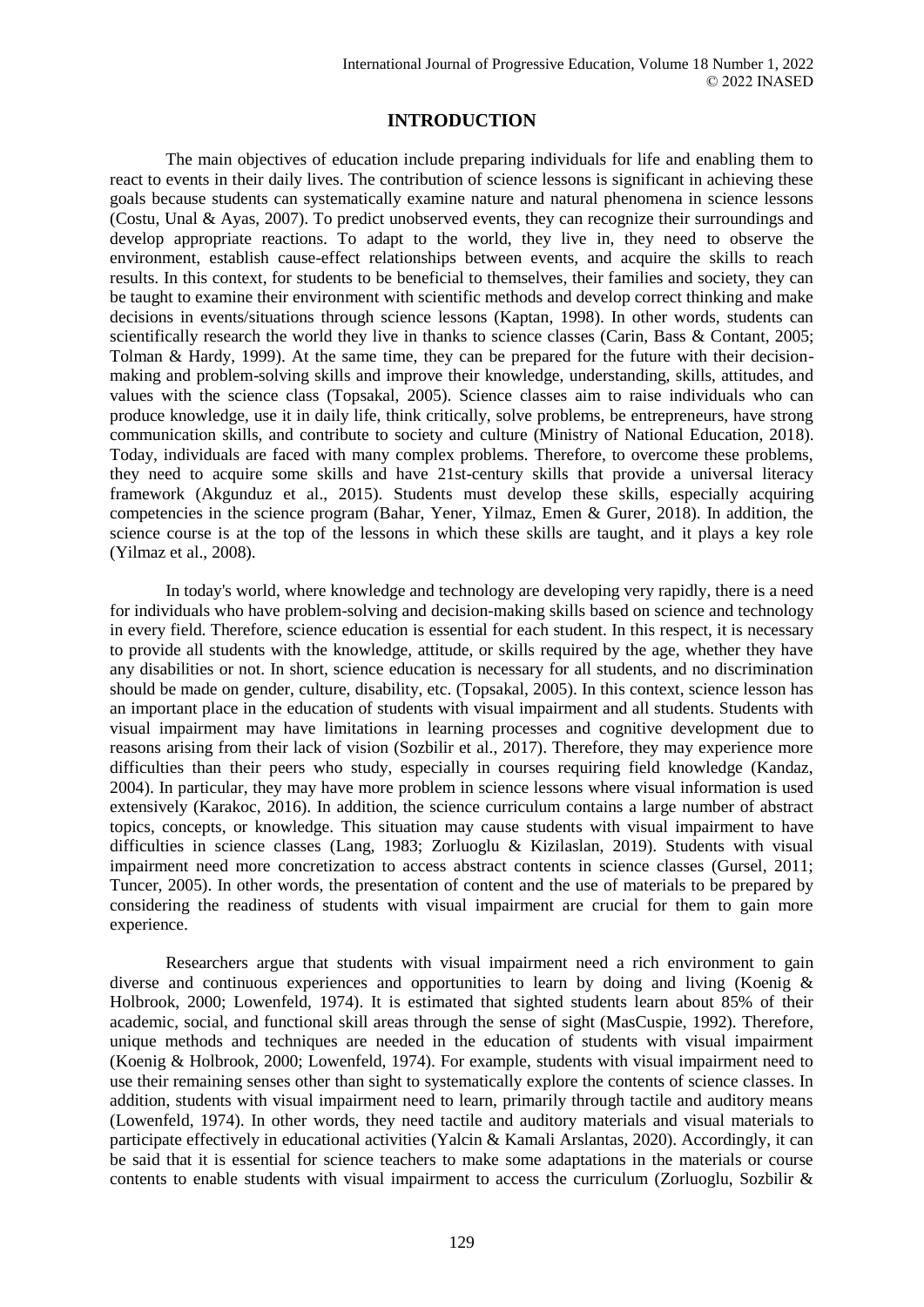## INTRODUCTION

The main objectives of education include preparing individuals for life and enabling them to react to events in their daily lives. The contribution of science lessons is significant in achieving these goals because students can systematically examine nature and natural phenomena in science lessons (Costu, Unal & Ayas, 2007). To predict unobserved events, they can recognize their surroundings and develop appropriate reactions. To adapt to the world, they live in, they need to observe the environment, establish cause-effect relationships between events, and acquire the skills to reach results. In this context, for students to be beneficial to themselves, their families and society, they can be taught to examine their environment with scientific methods and develop correct thinking and make decisions in events/situations through science lessons (Kaptan, 1998). In other words, students can scientifically research the world they live in thanks to science classes (Carin, Bass & Contant, 2005; Tolman & Hardy, 1999). At the same time, they can be prepared for the future with their decision-making and problem-solving skills and improve their knowledge, understanding, skills, attitudes, and values with the science class (Topsakal, 2005). Science classes aim to raise individuals who can produce knowledge, use it in daily life, think critically, solve problems, be entrepreneurs, have strong communication skills, and contribute to society and culture (Ministry of National Education, 2018). Today, individuals are faced with many complex problems. Therefore, to overcome these problems, they need to acquire some skills and have 21st-century skills that provide a universal literacy framework (Akgunduz et al., 2015). Students must develop these skills, especially acquiring competencies in the science program (Bahar, Yener, Yilmaz, Emen & Gurer, 2018). In addition, the science course is at the top of the lessons in which these skills are taught, and it plays a key role (Yilmaz et al., 2008).

In today's world, where knowledge and technology are developing very rapidly, there is a need for individuals who have problem-solving and decision-making skills based on science and technology in every field. Therefore, science education is essential for each student. In this respect, it is necessary to provide all students with the knowledge, attitude, or skills required by the age, whether they have any disabilities or not. In short, science education is necessary for all students, and no discrimination should be made on gender, culture, disability, etc. (Topsakal, 2005). In this context, science lesson has an important place in the education of students with visual impairment and all students. Students with visual impairment may have limitations in learning processes and cognitive development due to reasons arising from their lack of vision (Sozbilir et al., 2017). Therefore, they may experience more difficulties than their peers who study, especially in courses requiring field knowledge (Kandaz, 2004). In particular, they may have more problem in science lessons where visual information is used extensively (Karakoc, 2016). In addition, the science curriculum contains a large number of abstract topics, concepts, or knowledge. This situation may cause students with visual impairment to have difficulties in science classes (Lang, 1983; Zorluoglu & Kizilaslan, 2019). Students with visual impairment need more concretization to access abstract contents in science classes (Gursel, 2011; Tuncer, 2005). In other words, the presentation of content and the use of materials to be prepared by considering the readiness of students with visual impairment are crucial for them to gain more experience.

Researchers argue that students with visual impairment need a rich environment to gain diverse and continuous experiences and opportunities to learn by doing and living (Koenig & Holbrook, 2000; Lowenfeld, 1974). It is estimated that sighted students learn about 85% of their academic, social, and functional skill areas through the sense of sight (MasCuspie, 1992). Therefore, unique methods and techniques are needed in the education of students with visual impairment (Koenig & Holbrook, 2000; Lowenfeld, 1974). For example, students with visual impairment need to use their remaining senses other than sight to systematically explore the contents of science classes. In addition, students with visual impairment need to learn, primarily through tactile and auditory means (Lowenfeld, 1974). In other words, they need tactile and auditory materials and visual materials to participate effectively in educational activities (Yalcin & Kamali Arslantas, 2020). Accordingly, it can be said that it is essential for science teachers to make some adaptations in the materials or course contents to enable students with visual impairment to access the curriculum (Zorluoglu, Sozbilir &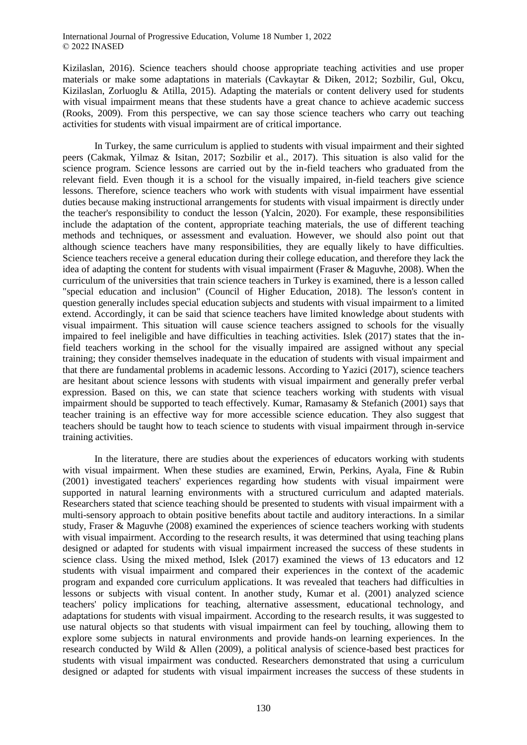Kizilaslan, 2016). Science teachers should choose appropriate teaching activities and use proper materials or make some adaptations in materials (Cavkaytar & Diken, 2012; Sozbilir, Gul, Okcu, Kizilaslan, Zorluoglu & Atilla, 2015). Adapting the materials or content delivery used for students with visual impairment means that these students have a great chance to achieve academic success (Rooks, 2009). From this perspective, we can say those science teachers who carry out teaching activities for students with visual impairment are of critical importance.

In Turkey, the same curriculum is applied to students with visual impairment and their sighted peers (Cakmak, Yilmaz & Isitan, 2017; Sozbilir et al., 2017). This situation is also valid for the science program. Science lessons are carried out by the in-field teachers who graduated from the relevant field. Even though it is a school for the visually impaired, in-field teachers give science lessons. Therefore, science teachers who work with students with visual impairment have essential duties because making instructional arrangements for students with visual impairment is directly under the teacher's responsibility to conduct the lesson (Yalcin, 2020). For example, these responsibilities include the adaptation of the content, appropriate teaching materials, the use of different teaching methods and techniques, or assessment and evaluation. However, we should also point out that although science teachers have many responsibilities, they are equally likely to have difficulties. Science teachers receive a general education during their college education, and therefore they lack the idea of adapting the content for students with visual impairment (Fraser & Maguvhe, 2008). When the curriculum of the universities that train science teachers in Turkey is examined, there is a lesson called "special education and inclusion" (Council of Higher Education, 2018). The lesson's content in question generally includes special education subjects and students with visual impairment to a limited extend. Accordingly, it can be said that science teachers have limited knowledge about students with visual impairment. This situation will cause science teachers assigned to schools for the visually impaired to feel ineligible and have difficulties in teaching activities. Islek (2017) states that the in-field teachers working in the school for the visually impaired are assigned without any special training; they consider themselves inadequate in the education of students with visual impairment and that there are fundamental problems in academic lessons. According to Yazici (2017), science teachers are hesitant about science lessons with students with visual impairment and generally prefer verbal expression. Based on this, we can state that science teachers working with students with visual impairment should be supported to teach effectively. Kumar, Ramasamy & Stefanich (2001) says that teacher training is an effective way for more accessible science education. They also suggest that teachers should be taught how to teach science to students with visual impairment through in-service training activities.

In the literature, there are studies about the experiences of educators working with students with visual impairment. When these studies are examined, Erwin, Perkins, Ayala, Fine & Rubin (2001) investigated teachers' experiences regarding how students with visual impairment were supported in natural learning environments with a structured curriculum and adapted materials. Researchers stated that science teaching should be presented to students with visual impairment with a multi-sensory approach to obtain positive benefits about tactile and auditory interactions. In a similar study, Fraser & Maguvhe (2008) examined the experiences of science teachers working with students with visual impairment. According to the research results, it was determined that using teaching plans designed or adapted for students with visual impairment increased the success of these students in science class. Using the mixed method, Islek (2017) examined the views of 13 educators and 12 students with visual impairment and compared their experiences in the context of the academic program and expanded core curriculum applications. It was revealed that teachers had difficulties in lessons or subjects with visual content. In another study, Kumar et al. (2001) analyzed science teachers' policy implications for teaching, alternative assessment, educational technology, and adaptations for students with visual impairment. According to the research results, it was suggested to use natural objects so that students with visual impairment can feel by touching, allowing them to explore some subjects in natural environments and provide hands-on learning experiences. In the research conducted by Wild & Allen (2009), a political analysis of science-based best practices for students with visual impairment was conducted. Researchers demonstrated that using a curriculum designed or adapted for students with visual impairment increases the success of these students in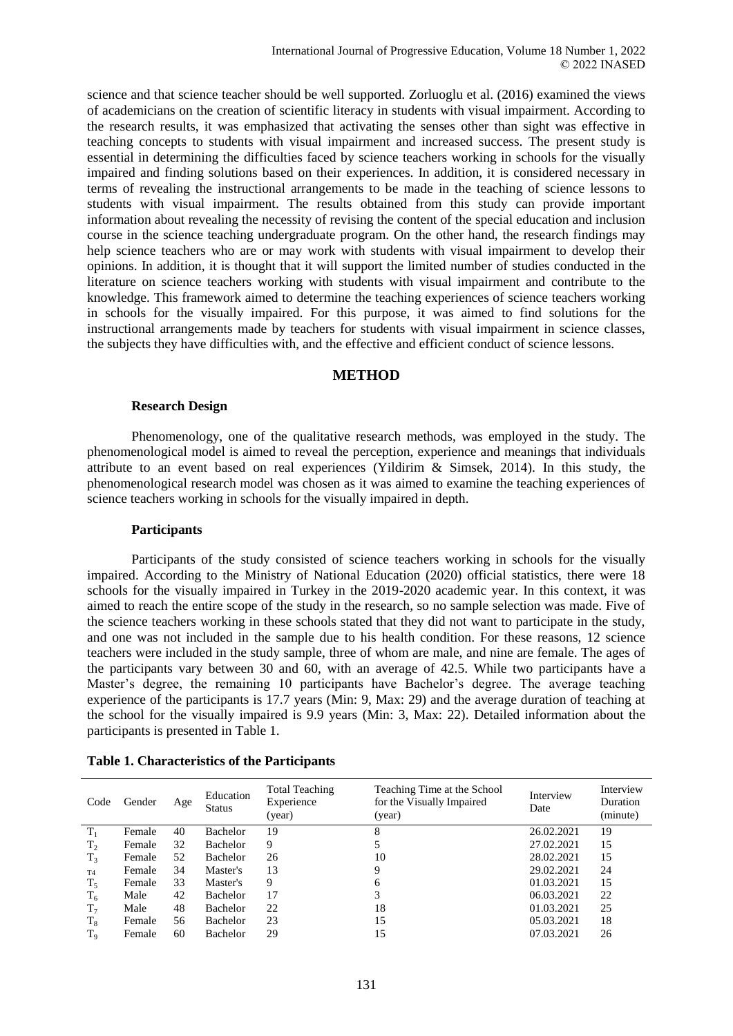science and that science teacher should be well supported. Zorluoglu et al. (2016) examined the views of academicians on the creation of scientific literacy in students with visual impairment. According to the research results, it was emphasized that activating the senses other than sight was effective in teaching concepts to students with visual impairment and increased success. The present study is essential in determining the difficulties faced by science teachers working in schools for the visually impaired and finding solutions based on their experiences. In addition, it is considered necessary in terms of revealing the instructional arrangements to be made in the teaching of science lessons to students with visual impairment. The results obtained from this study can provide important information about revealing the necessity of revising the content of the special education and inclusion course in the science teaching undergraduate program. On the other hand, the research findings may help science teachers who are or may work with students with visual impairment to develop their opinions. In addition, it is thought that it will support the limited number of studies conducted in the literature on science teachers working with students with visual impairment and contribute to the knowledge. This framework aimed to determine the teaching experiences of science teachers working in schools for the visually impaired. For this purpose, it was aimed to find solutions for the instructional arrangements made by teachers for students with visual impairment in science classes, the subjects they have difficulties with, and the effective and efficient conduct of science lessons.

## METHOD

### Research Design

Phenomenology, one of the qualitative research methods, was employed in the study. The phenomenological model is aimed to reveal the perception, experience and meanings that individuals attribute to an event based on real experiences (Yildirim & Simsek, 2014). In this study, the phenomenological research model was chosen as it was aimed to examine the teaching experiences of science teachers working in schools for the visually impaired in depth.

### Participants

Participants of the study consisted of science teachers working in schools for the visually impaired. According to the Ministry of National Education (2020) official statistics, there were 18 schools for the visually impaired in Turkey in the 2019-2020 academic year. In this context, it was aimed to reach the entire scope of the study in the research, so no sample selection was made. Five of the science teachers working in these schools stated that they did not want to participate in the study, and one was not included in the sample due to his health condition. For these reasons, 12 science teachers were included in the study sample, three of whom are male, and nine are female. The ages of the participants vary between 30 and 60, with an average of 42.5. While two participants have a Master's degree, the remaining 10 participants have Bachelor's degree. The average teaching experience of the participants is 17.7 years (Min: 9, Max: 29) and the average duration of teaching at the school for the visually impaired is 9.9 years (Min: 3, Max: 22). Detailed information about the participants is presented in Table 1.

**Table 1. Characteristics of the Participants**

| Code | Gender | Age | Education Status | Total Teaching Experience (year) | Teaching Time at the School for the Visually Impaired (year) | Interview Date | Interview Duration (minute) |
|---|---|---|---|---|---|---|---|
| $T_1$ | Female | 40 | Bachelor | 19 | 8 | 26.02.2021 | 19 |
| $T_2$ | Female | 32 | Bachelor | 9 | 5 | 27.02.2021 | 15 |
| $T_3$ | Female | 52 | Bachelor | 26 | 10 | 28.02.2021 | 15 |
| $T_4$ | Female | 34 | Master's | 13 | 9 | 29.02.2021 | 24 |
| $T_5$ | Female | 33 | Master's | 9 | 6 | 01.03.2021 | 15 |
| $T_6$ | Male | 42 | Bachelor | 17 | 3 | 06.03.2021 | 22 |
| $T_7$ | Male | 48 | Bachelor | 22 | 18 | 01.03.2021 | 25 |
| $T_8$ | Female | 56 | Bachelor | 23 | 15 | 05.03.2021 | 18 |
| $T_9$ | Female | 60 | Bachelor | 29 | 15 | 07.03.2021 | 26 |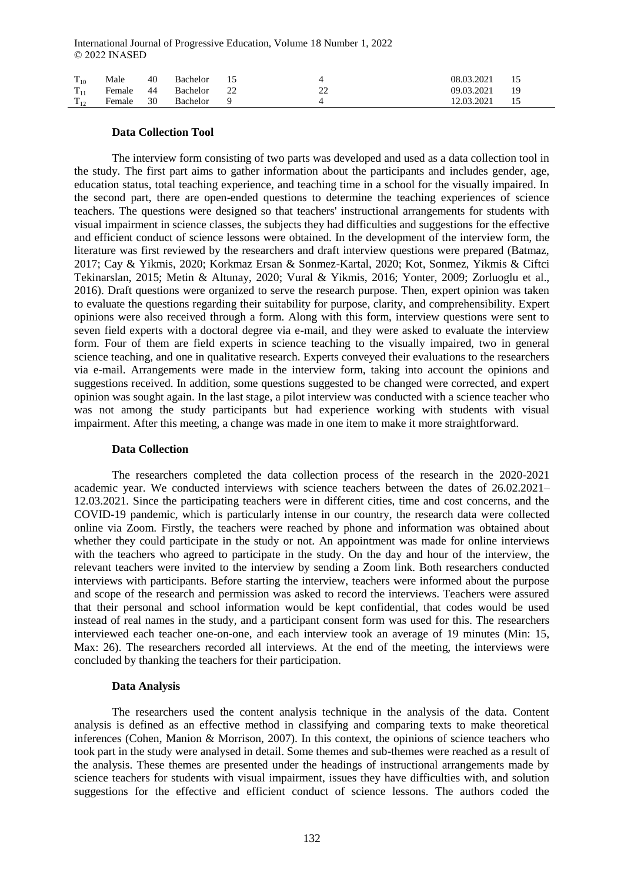| | | | | | | | |
|---|---|---|---|---|---|---|---|
| $T_{10}$ | Male | 40 | Bachelor | 15 | 4 | 08.03.2021 | 15 |
| $T_{11}$ | Female | 44 | Bachelor | 22 | 22 | 09.03.2021 | 19 |
| $T_{12}$ | Female | 30 | Bachelor | 9 | 4 | 12.03.2021 | 15 |

### Data Collection Tool

The interview form consisting of two parts was developed and used as a data collection tool in the study. The first part aims to gather information about the participants and includes gender, age, education status, total teaching experience, and teaching time in a school for the visually impaired. In the second part, there are open-ended questions to determine the teaching experiences of science teachers. The questions were designed so that teachers' instructional arrangements for students with visual impairment in science classes, the subjects they had difficulties and suggestions for the effective and efficient conduct of science lessons were obtained. In the development of the interview form, the literature was first reviewed by the researchers and draft interview questions were prepared (Batmaz, 2017; Cay & Yikmis, 2020; Korkmaz Ersan & Sonmez-Kartal, 2020; Kot, Sonmez, Yikmis & Ciftci Tekinarslan, 2015; Metin & Altunay, 2020; Vural & Yikmis, 2016; Yonter, 2009; Zorluoglu et al., 2016). Draft questions were organized to serve the research purpose. Then, expert opinion was taken to evaluate the questions regarding their suitability for purpose, clarity, and comprehensibility. Expert opinions were also received through a form. Along with this form, interview questions were sent to seven field experts with a doctoral degree via e-mail, and they were asked to evaluate the interview form. Four of them are field experts in science teaching to the visually impaired, two in general science teaching, and one in qualitative research. Experts conveyed their evaluations to the researchers via e-mail. Arrangements were made in the interview form, taking into account the opinions and suggestions received. In addition, some questions suggested to be changed were corrected, and expert opinion was sought again. In the last stage, a pilot interview was conducted with a science teacher who was not among the study participants but had experience working with students with visual impairment. After this meeting, a change was made in one item to make it more straightforward.

### Data Collection

The researchers completed the data collection process of the research in the 2020-2021 academic year. We conducted interviews with science teachers between the dates of 26.02.2021–12.03.2021. Since the participating teachers were in different cities, time and cost concerns, and the COVID-19 pandemic, which is particularly intense in our country, the research data were collected online via Zoom. Firstly, the teachers were reached by phone and information was obtained about whether they could participate in the study or not. An appointment was made for online interviews with the teachers who agreed to participate in the study. On the day and hour of the interview, the relevant teachers were invited to the interview by sending a Zoom link. Both researchers conducted interviews with participants. Before starting the interview, teachers were informed about the purpose and scope of the research and permission was asked to record the interviews. Teachers were assured that their personal and school information would be kept confidential, that codes would be used instead of real names in the study, and a participant consent form was used for this. The researchers interviewed each teacher one-on-one, and each interview took an average of 19 minutes (Min: 15, Max: 26). The researchers recorded all interviews. At the end of the meeting, the interviews were concluded by thanking the teachers for their participation.

### Data Analysis

The researchers used the content analysis technique in the analysis of the data. Content analysis is defined as an effective method in classifying and comparing texts to make theoretical inferences (Cohen, Manion & Morrison, 2007). In this context, the opinions of science teachers who took part in the study were analysed in detail. Some themes and sub-themes were reached as a result of the analysis. These themes are presented under the headings of instructional arrangements made by science teachers for students with visual impairment, issues they have difficulties with, and solution suggestions for the effective and efficient conduct of science lessons. The authors coded the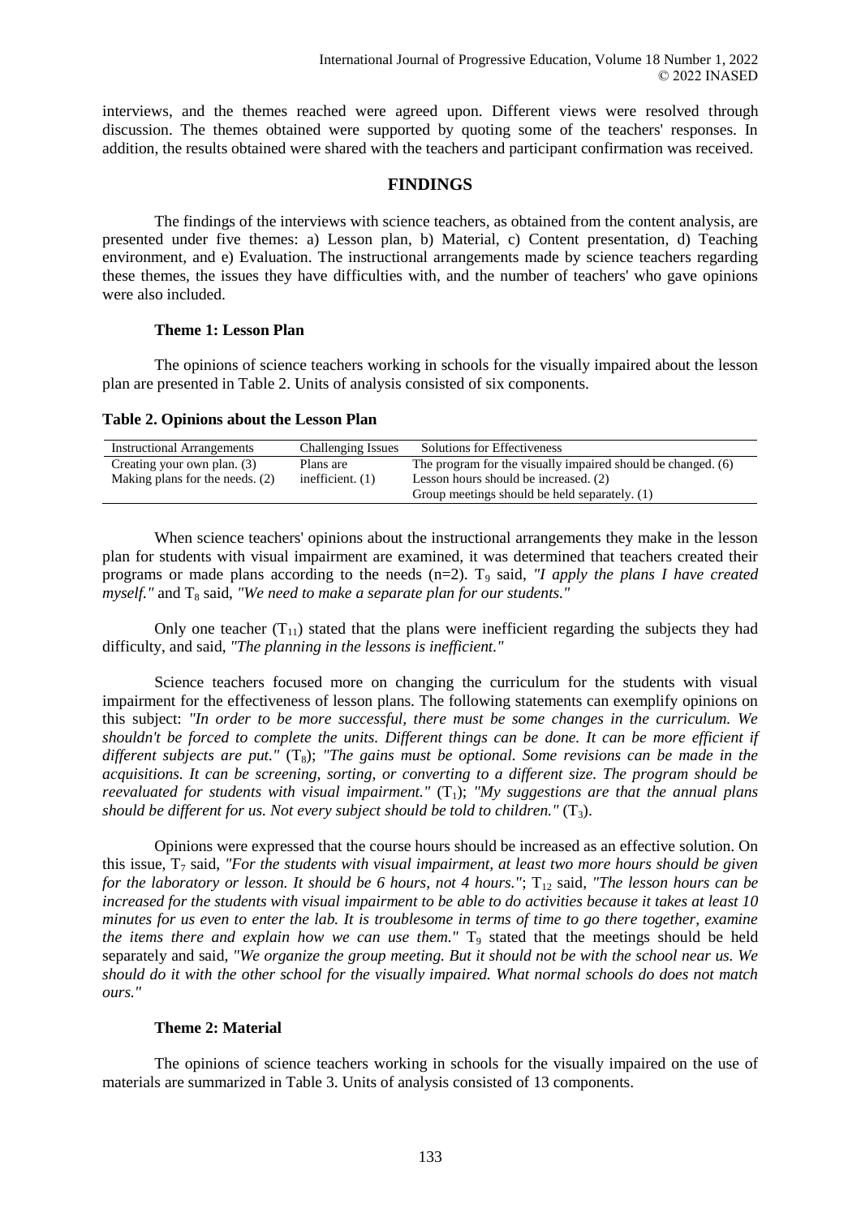interviews, and the themes reached were agreed upon. Different views were resolved through discussion. The themes obtained were supported by quoting some of the teachers' responses. In addition, the results obtained were shared with the teachers and participant confirmation was received.

## FINDINGS

The findings of the interviews with science teachers, as obtained from the content analysis, are presented under five themes: a) Lesson plan, b) Material, c) Content presentation, d) Teaching environment, and e) Evaluation. The instructional arrangements made by science teachers regarding these themes, the issues they have difficulties with, and the number of teachers' who gave opinions were also included.

### Theme 1: Lesson Plan

The opinions of science teachers working in schools for the visually impaired about the lesson plan are presented in Table 2. Units of analysis consisted of six components.

**Table 2. Opinions about the Lesson Plan**

| Instructional Arrangements | Challenging Issues | Solutions for Effectiveness |
|---|---|---|
| Creating your own plan. (3) | Plans are inefficient. (1) | The program for the visually impaired should be changed. (6) |
| Making plans for the needs. (2) | | Lesson hours should be increased. (2) |
| | | Group meetings should be held separately. (1) |

When science teachers' opinions about the instructional arrangements they make in the lesson plan for students with visual impairment are examined, it was determined that teachers created their programs or made plans according to the needs (n=2). $T_9$ said, *"I apply the plans I have created myself."* and $T_8$ said, *"We need to make a separate plan for our students."*

Only one teacher ($T_{11}$) stated that the plans were inefficient regarding the subjects they had difficulty, and said, *"The planning in the lessons is inefficient."*

Science teachers focused more on changing the curriculum for the students with visual impairment for the effectiveness of lesson plans. The following statements can exemplify opinions on this subject: *"In order to be more successful, there must be some changes in the curriculum. We shouldn't be forced to complete the units. Different things can be done. It can be more efficient if different subjects are put."* ($T_8$); *"The gains must be optional. Some revisions can be made in the acquisitions. It can be screening, sorting, or converting to a different size. The program should be reevaluated for students with visual impairment."* ($T_1$); *"My suggestions are that the annual plans should be different for us. Not every subject should be told to children."* ($T_3$).

Opinions were expressed that the course hours should be increased as an effective solution. On this issue, $T_7$ said, *"For the students with visual impairment, at least two more hours should be given for the laboratory or lesson. It should be 6 hours, not 4 hours."*; $T_{12}$ said, *"The lesson hours can be increased for the students with visual impairment to be able to do activities because it takes at least 10 minutes for us even to enter the lab. It is troublesome in terms of time to go there together, examine the items there and explain how we can use them."* $T_9$ stated that the meetings should be held separately and said, *"We organize the group meeting. But it should not be with the school near us. We should do it with the other school for the visually impaired. What normal schools do does not match ours."*

### Theme 2: Material

The opinions of science teachers working in schools for the visually impaired on the use of materials are summarized in Table 3. Units of analysis consisted of 13 components.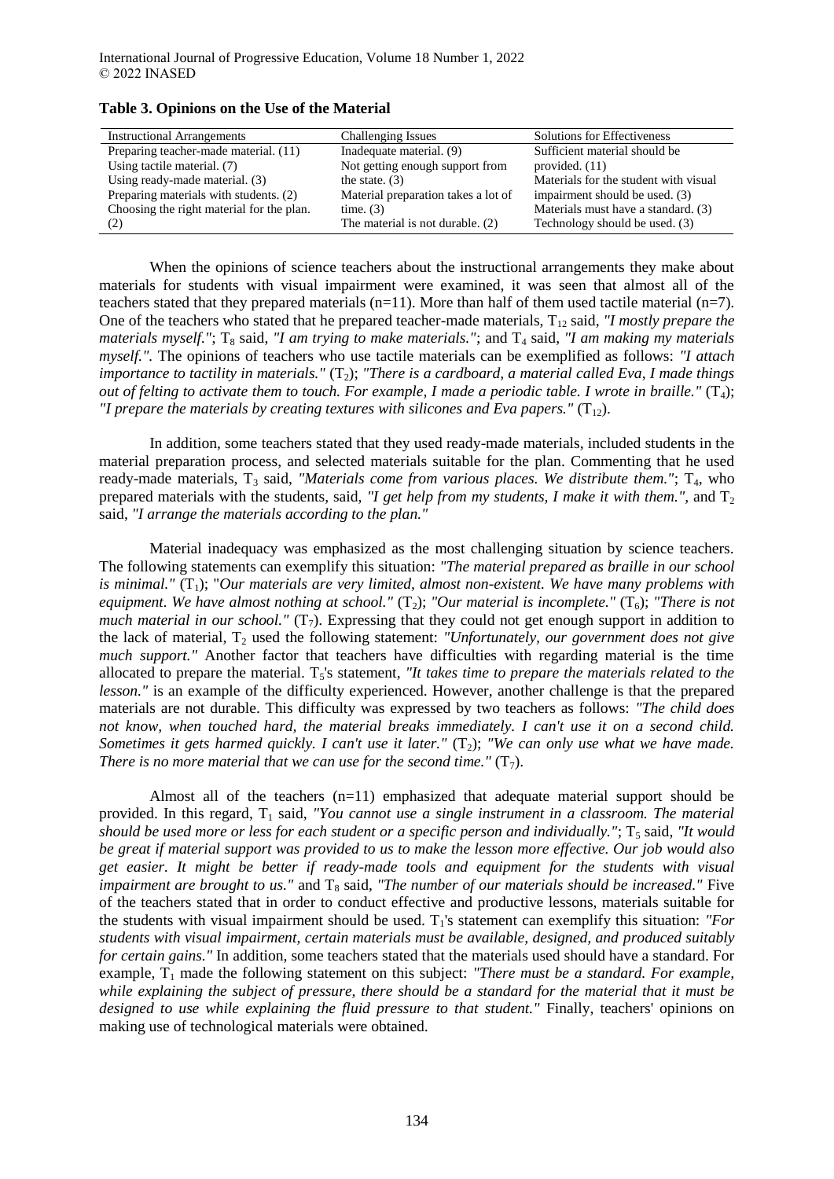**Table 3. Opinions on the Use of the Material**

| Instructional Arrangements | Challenging Issues | Solutions for Effectiveness |
|---|---|---|
| Preparing teacher-made material. (11) | Inadequate material. (9) | Sufficient material should be provided. (11) |
| Using tactile material. (7) | Not getting enough support from the state. (3) | Materials for the student with visual impairment should be used. (3) |
| Using ready-made material. (3) | Material preparation takes a lot of time. (3) | Materials must have a standard. (3) |
| Preparing materials with students. (2) | The material is not durable. (2) | Technology should be used. (3) |
| Choosing the right material for the plan. (2) | | |

When the opinions of science teachers about the instructional arrangements they make about materials for students with visual impairment were examined, it was seen that almost all of the teachers stated that they prepared materials (n=11). More than half of them used tactile material (n=7). One of the teachers who stated that he prepared teacher-made materials, $T_{12}$ said, *"I mostly prepare the materials myself."*; $T_8$ said, *"I am trying to make materials."*; and $T_4$ said, *"I am making my materials myself.".* The opinions of teachers who use tactile materials can be exemplified as follows: *"I attach importance to tactility in materials."* ($T_2$); *"There is a cardboard, a material called Eva, I made things out of felting to activate them to touch. For example, I made a periodic table. I wrote in braille."* ($T_4$); *"I prepare the materials by creating textures with silicones and Eva papers."* ($T_{12}$).

In addition, some teachers stated that they used ready-made materials, included students in the material preparation process, and selected materials suitable for the plan. Commenting that he used ready-made materials, $T_3$ said, *"Materials come from various places. We distribute them."*; $T_4$, who prepared materials with the students, said, *"I get help from my students, I make it with them."*, and $T_2$ said, *"I arrange the materials according to the plan."*

Material inadequacy was emphasized as the most challenging situation by science teachers. The following statements can exemplify this situation: *"The material prepared as braille in our school is minimal."* ($T_1$); "*Our materials are very limited, almost non-existent. We have many problems with equipment. We have almost nothing at school."* ($T_2$); *"Our material is incomplete."* ($T_6$); *"There is not much material in our school."* ($T_7$). Expressing that they could not get enough support in addition to the lack of material, $T_2$ used the following statement: *"Unfortunately, our government does not give much support."* Another factor that teachers have difficulties with regarding material is the time allocated to prepare the material. $T_5$'s statement, *"It takes time to prepare the materials related to the lesson."* is an example of the difficulty experienced. However, another challenge is that the prepared materials are not durable. This difficulty was expressed by two teachers as follows: *"The child does not know, when touched hard, the material breaks immediately. I can't use it on a second child. Sometimes it gets harmed quickly. I can't use it later."* ($T_2$); *"We can only use what we have made. There is no more material that we can use for the second time."* ($T_7$).

Almost all of the teachers (n=11) emphasized that adequate material support should be provided. In this regard, $T_1$ said, *"You cannot use a single instrument in a classroom. The material should be used more or less for each student or a specific person and individually."*; $T_5$ said, *"It would be great if material support was provided to us to make the lesson more effective. Our job would also get easier. It might be better if ready-made tools and equipment for the students with visual impairment are brought to us."* and $T_8$ said, *"The number of our materials should be increased."* Five of the teachers stated that in order to conduct effective and productive lessons, materials suitable for the students with visual impairment should be used. $T_1$'s statement can exemplify this situation: *"For students with visual impairment, certain materials must be available, designed, and produced suitably for certain gains."* In addition, some teachers stated that the materials used should have a standard. For example, $T_1$ made the following statement on this subject: *"There must be a standard. For example, while explaining the subject of pressure, there should be a standard for the material that it must be designed to use while explaining the fluid pressure to that student."* Finally, teachers' opinions on making use of technological materials were obtained.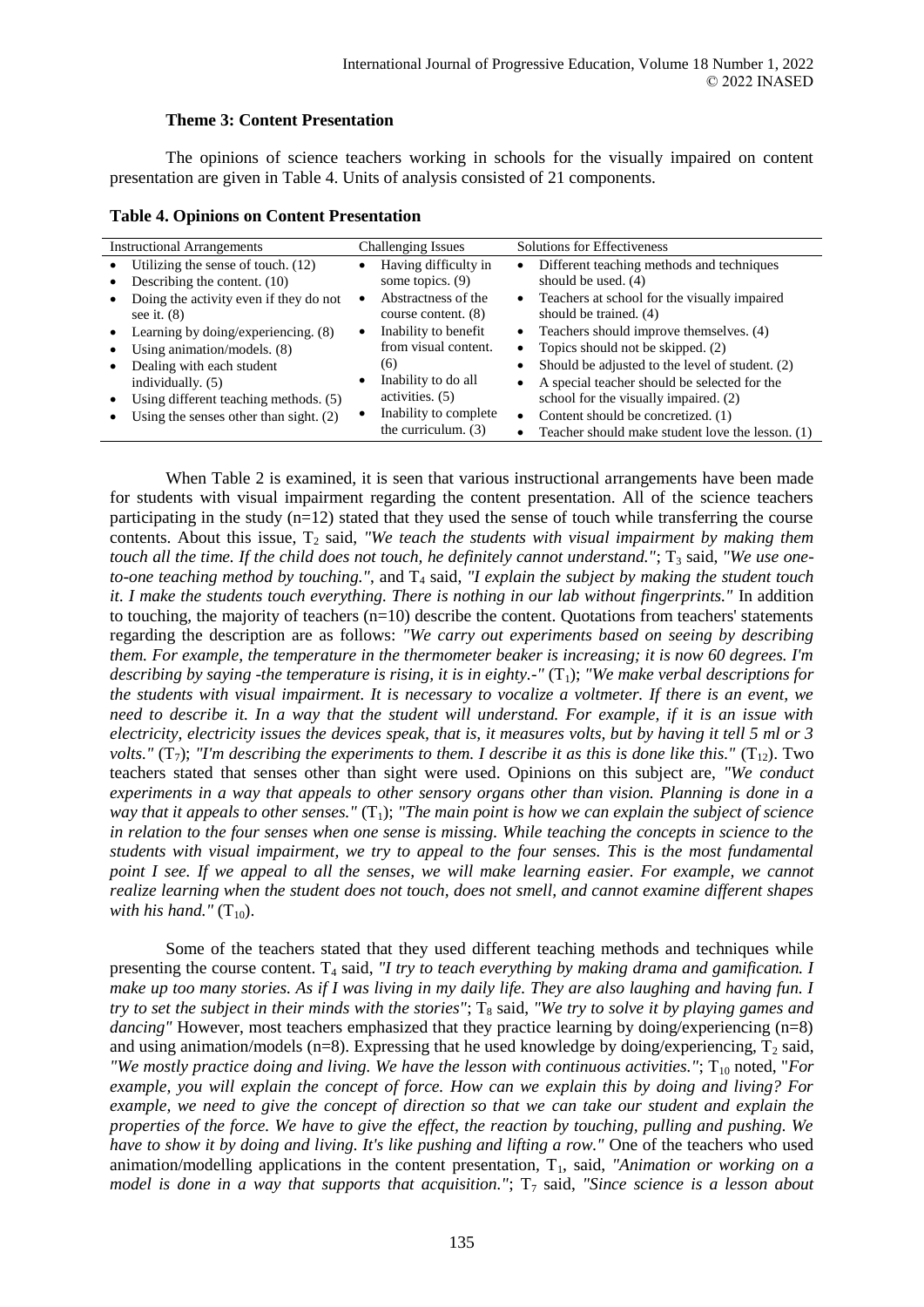### Theme 3: Content Presentation

The opinions of science teachers working in schools for the visually impaired on content presentation are given in Table 4. Units of analysis consisted of 21 components.

**Table 4. Opinions on Content Presentation**

| Instructional Arrangements | Challenging Issues | Solutions for Effectiveness |
|---|---|---|
| • Utilizing the sense of touch. (12)<br>• Describing the content. (10)<br>• Doing the activity even if they do not see it. (8)<br>• Learning by doing/experiencing. (8)<br>• Using animation/models. (8)<br>• Dealing with each student individually. (5)<br>• Using different teaching methods. (5)<br>• Using the senses other than sight. (2) | • Having difficulty in some topics. (9)<br>• Abstractness of the course content. (8)<br>• Inability to benefit from visual content. (6)<br>• Inability to do all activities. (5)<br>• Inability to complete the curriculum. (3) | • Different teaching methods and techniques should be used. (4)<br>• Teachers at school for the visually impaired should be trained. (4)<br>• Teachers should improve themselves. (4)<br>• Topics should not be skipped. (2)<br>• Should be adjusted to the level of student. (2)<br>• A special teacher should be selected for the school for the visually impaired. (2)<br>• Content should be concretized. (1)<br>• Teacher should make student love the lesson. (1) |

When Table 2 is examined, it is seen that various instructional arrangements have been made for students with visual impairment regarding the content presentation. All of the science teachers participating in the study (n=12) stated that they used the sense of touch while transferring the course contents. About this issue, $T_2$ said, *"We teach the students with visual impairment by making them touch all the time. If the child does not touch, he definitely cannot understand."*; $T_3$ said, *"We use one-to-one teaching method by touching."*, and $T_4$ said, *"I explain the subject by making the student touch it. I make the students touch everything. There is nothing in our lab without fingerprints."* In addition to touching, the majority of teachers (n=10) describe the content. Quotations from teachers' statements regarding the description are as follows: *"We carry out experiments based on seeing by describing them. For example, the temperature in the thermometer beaker is increasing; it is now 60 degrees. I'm describing by saying -the temperature is rising, it is in eighty.-"* ($T_1$); *"We make verbal descriptions for the students with visual impairment. It is necessary to vocalize a voltmeter. If there is an event, we need to describe it. In a way that the student will understand. For example, if it is an issue with electricity, electricity issues the devices speak, that is, it measures volts, but by having it tell 5 ml or 3 volts."* ($T_7$); *"I'm describing the experiments to them. I describe it as this is done like this."* ($T_{12}$). Two teachers stated that senses other than sight were used. Opinions on this subject are, *"We conduct experiments in a way that appeals to other sensory organs other than vision. Planning is done in a way that it appeals to other senses."* ($T_1$); *"The main point is how we can explain the subject of science in relation to the four senses when one sense is missing. While teaching the concepts in science to the students with visual impairment, we try to appeal to the four senses. This is the most fundamental point I see. If we appeal to all the senses, we will make learning easier. For example, we cannot realize learning when the student does not touch, does not smell, and cannot examine different shapes with his hand."* ($T_{10}$).

Some of the teachers stated that they used different teaching methods and techniques while presenting the course content. $T_4$ said, *"I try to teach everything by making drama and gamification. I make up too many stories. As if I was living in my daily life. They are also laughing and having fun. I try to set the subject in their minds with the stories"*; $T_8$ said, *"We try to solve it by playing games and dancing"* However, most teachers emphasized that they practice learning by doing/experiencing (n=8) and using animation/models (n=8). Expressing that he used knowledge by doing/experiencing, $T_2$ said, *"We mostly practice doing and living. We have the lesson with continuous activities."*; $T_{10}$ noted, "*For example, you will explain the concept of force. How can we explain this by doing and living? For example, we need to give the concept of direction so that we can take our student and explain the properties of the force. We have to give the effect, the reaction by touching, pulling and pushing. We have to show it by doing and living. It's like pushing and lifting a row."* One of the teachers who used animation/modelling applications in the content presentation, $T_1$, said, *"Animation or working on a model is done in a way that supports that acquisition."*; $T_7$ said, *"Since science is a lesson about*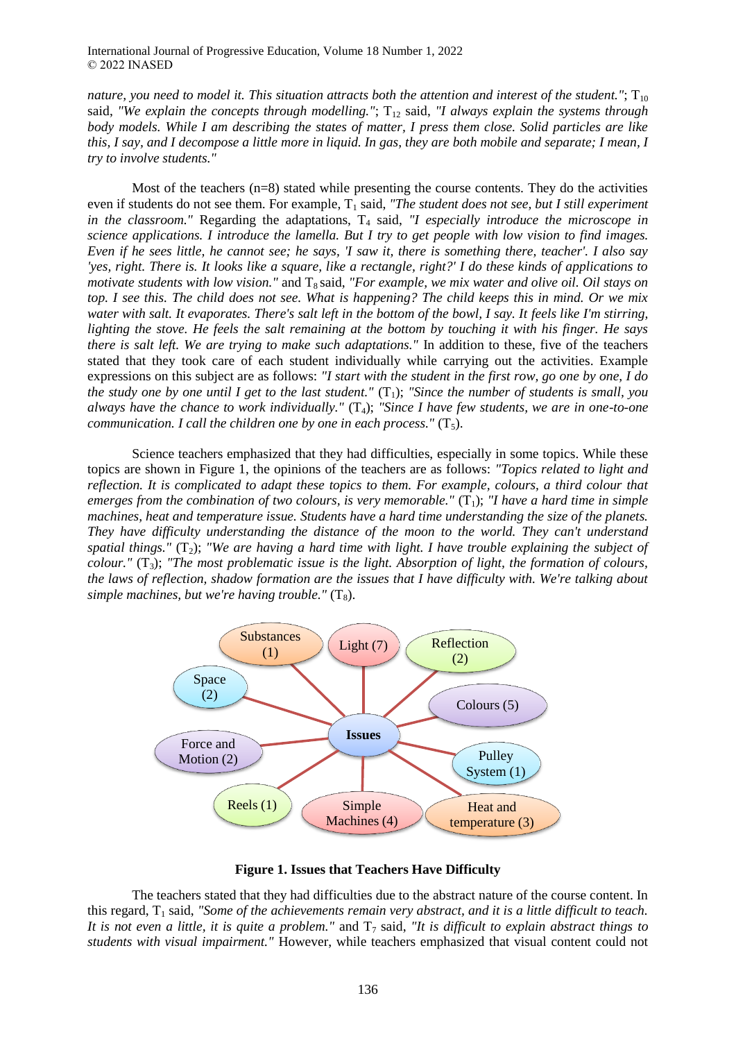*nature, you need to model it. This situation attracts both the attention and interest of the student."*; $T_{10}$ said, *"We explain the concepts through modelling."*; $T_{12}$ said, *"I always explain the systems through body models. While I am describing the states of matter, I press them close. Solid particles are like this, I say, and I decompose a little more in liquid. In gas, they are both mobile and separate; I mean, I try to involve students."*

Most of the teachers (n=8) stated while presenting the course contents. They do the activities even if students do not see them. For example, $T_1$ said, *"The student does not see, but I still experiment in the classroom."* Regarding the adaptations, $T_4$ said, *"I especially introduce the microscope in science applications. I introduce the lamella. But I try to get people with low vision to find images. Even if he sees little, he cannot see; he says, 'I saw it, there is something there, teacher'. I also say 'yes, right. There is. It looks like a square, like a rectangle, right?' I do these kinds of applications to motivate students with low vision."* and $T_8$ said, *"For example, we mix water and olive oil. Oil stays on top. I see this. The child does not see. What is happening? The child keeps this in mind. Or we mix water with salt. It evaporates. There's salt left in the bottom of the bowl, I say. It feels like I'm stirring, lighting the stove. He feels the salt remaining at the bottom by touching it with his finger. He says there is salt left. We are trying to make such adaptations."* In addition to these, five of the teachers stated that they took care of each student individually while carrying out the activities. Example expressions on this subject are as follows: *"I start with the student in the first row, go one by one, I do the study one by one until I get to the last student."* ($T_1$); *"Since the number of students is small, you always have the chance to work individually."* ($T_4$); *"Since I have few students, we are in one-to-one communication. I call the children one by one in each process."* ($T_5$).

Science teachers emphasized that they had difficulties, especially in some topics. While these topics are shown in Figure 1, the opinions of the teachers are as follows: *"Topics related to light and reflection. It is complicated to adapt these topics to them. For example, colours, a third colour that emerges from the combination of two colours, is very memorable."* ($T_1$); *"I have a hard time in simple machines, heat and temperature issue. Students have a hard time understanding the size of the planets. They have difficulty understanding the distance of the moon to the world. They can't understand spatial things."* ($T_2$); *"We are having a hard time with light. I have trouble explaining the subject of colour."* ($T_3$); *"The most problematic issue is the light. Absorption of light, the formation of colours, the laws of reflection, shadow formation are the issues that I have difficulty with. We're talking about simple machines, but we're having trouble."* ($T_8$).

**Figure 1. Issues that Teachers Have Difficulty**

The teachers stated that they had difficulties due to the abstract nature of the course content. In this regard, $T_1$ said, *"Some of the achievements remain very abstract, and it is a little difficult to teach. It is not even a little, it is quite a problem."* and $T_7$ said, *"It is difficult to explain abstract things to students with visual impairment."* However, while teachers emphasized that visual content could not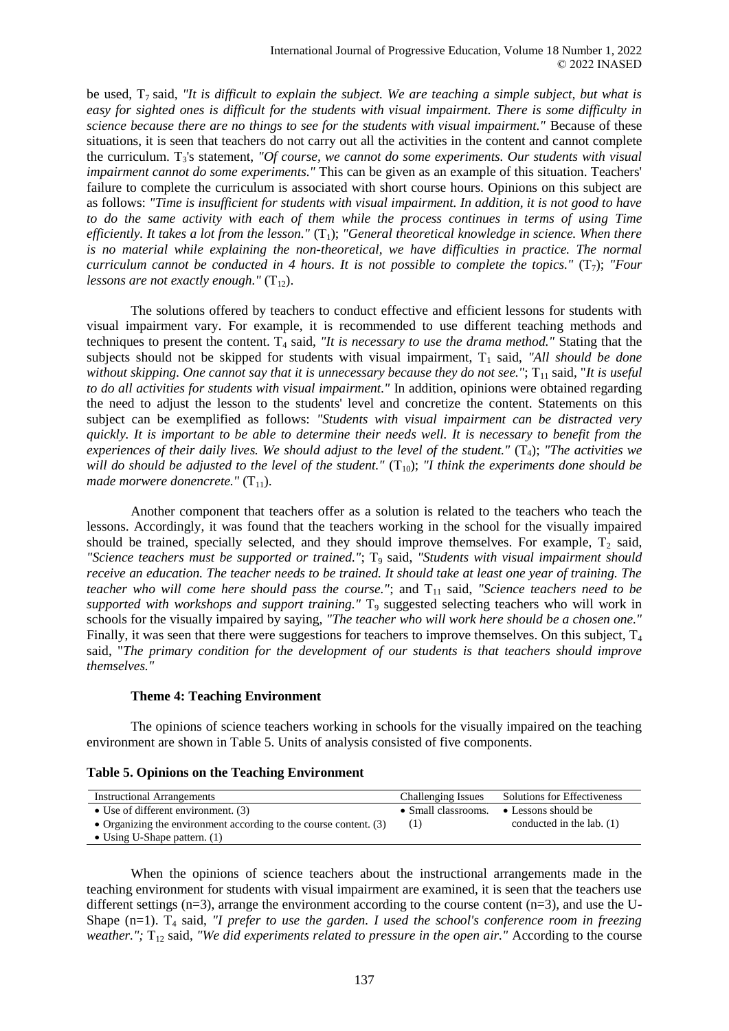be used, $T_7$ said, *"It is difficult to explain the subject. We are teaching a simple subject, but what is easy for sighted ones is difficult for the students with visual impairment. There is some difficulty in science because there are no things to see for the students with visual impairment."* Because of these situations, it is seen that teachers do not carry out all the activities in the content and cannot complete the curriculum. $T_3$'s statement, *"Of course, we cannot do some experiments. Our students with visual impairment cannot do some experiments."* This can be given as an example of this situation. Teachers' failure to complete the curriculum is associated with short course hours. Opinions on this subject are as follows: *"Time is insufficient for students with visual impairment. In addition, it is not good to have to do the same activity with each of them while the process continues in terms of using Time efficiently. It takes a lot from the lesson."* ($T_1$); *"General theoretical knowledge in science. When there is no material while explaining the non-theoretical, we have difficulties in practice. The normal curriculum cannot be conducted in 4 hours. It is not possible to complete the topics."* ($T_7$); *"Four lessons are not exactly enough."* ($T_{12}$).

The solutions offered by teachers to conduct effective and efficient lessons for students with visual impairment vary. For example, it is recommended to use different teaching methods and techniques to present the content. $T_4$ said, *"It is necessary to use the drama method."* Stating that the subjects should not be skipped for students with visual impairment, $T_1$ said, *"All should be done without skipping. One cannot say that it is unnecessary because they do not see."*; $T_{11}$ said, "*It is useful to do all activities for students with visual impairment."* In addition, opinions were obtained regarding the need to adjust the lesson to the students' level and concretize the content. Statements on this subject can be exemplified as follows: *"Students with visual impairment can be distracted very quickly. It is important to be able to determine their needs well. It is necessary to benefit from the experiences of their daily lives. We should adjust to the level of the student."* ($T_4$); *"The activities we will do should be adjusted to the level of the student."* ($T_{10}$); *"I think the experiments done should be made morwere donencrete."* ($T_{11}$).

Another component that teachers offer as a solution is related to the teachers who teach the lessons. Accordingly, it was found that the teachers working in the school for the visually impaired should be trained, specially selected, and they should improve themselves. For example, $T_2$ said, *"Science teachers must be supported or trained."*; $T_9$ said, *"Students with visual impairment should receive an education. The teacher needs to be trained. It should take at least one year of training. The teacher who will come here should pass the course."*; and $T_{11}$ said, *"Science teachers need to be supported with workshops and support training."* $T_9$ suggested selecting teachers who will work in schools for the visually impaired by saying, *"The teacher who will work here should be a chosen one."* Finally, it was seen that there were suggestions for teachers to improve themselves. On this subject, $T_4$ said, "*The primary condition for the development of our students is that teachers should improve themselves."*

### Theme 4: Teaching Environment

The opinions of science teachers working in schools for the visually impaired on the teaching environment are shown in Table 5. Units of analysis consisted of five components.

**Table 5. Opinions on the Teaching Environment**

| Instructional Arrangements | Challenging Issues | Solutions for Effectiveness |
|---|---|---|
| • Use of different environment. (3)<br>• Organizing the environment according to the course content. (3)<br>• Using U-Shape pattern. (1) | • Small classrooms. (1) | • Lessons should be conducted in the lab. (1) |

When the opinions of science teachers about the instructional arrangements made in the teaching environment for students with visual impairment are examined, it is seen that the teachers use different settings (n=3), arrange the environment according to the course content (n=3), and use the U-Shape (n=1). $T_4$ said, *"I prefer to use the garden. I used the school's conference room in freezing weather."*; $T_{12}$ said, *"We did experiments related to pressure in the open air."* According to the course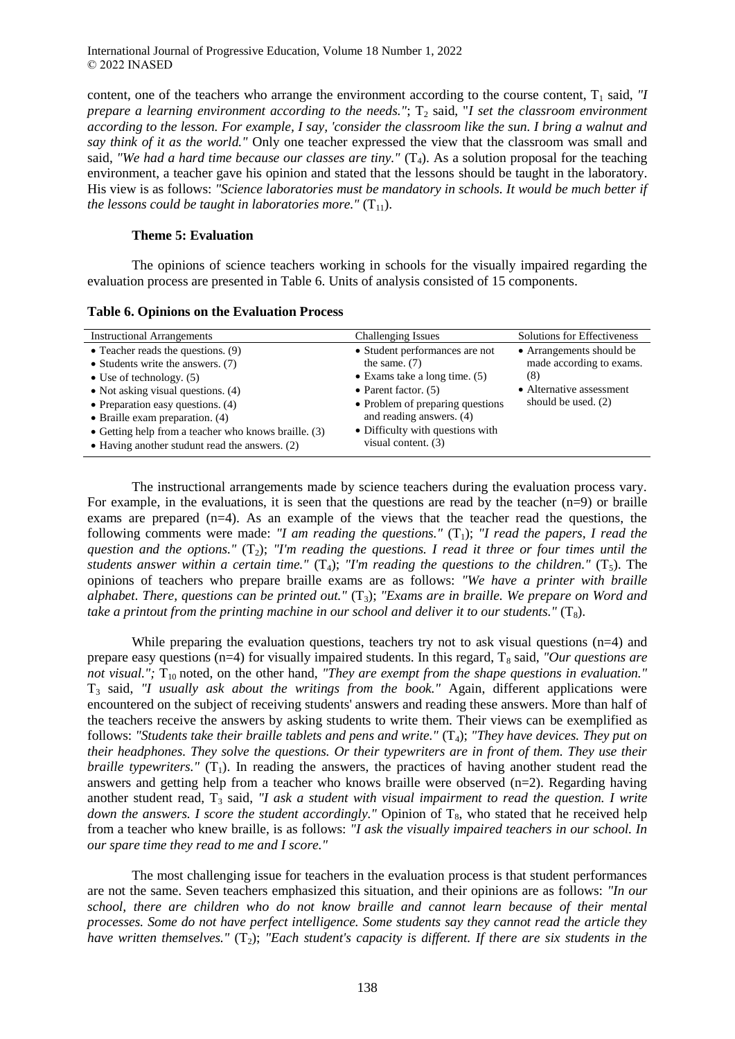content, one of the teachers who arrange the environment according to the course content, $T_1$ said, *"I prepare a learning environment according to the needs."*; $T_2$ said, "*I set the classroom environment according to the lesson. For example, I say, 'consider the classroom like the sun. I bring a walnut and say think of it as the world."* Only one teacher expressed the view that the classroom was small and said, *"We had a hard time because our classes are tiny."* ($T_4$). As a solution proposal for the teaching environment, a teacher gave his opinion and stated that the lessons should be taught in the laboratory. His view is as follows: *"Science laboratories must be mandatory in schools. It would be much better if the lessons could be taught in laboratories more."* ($T_{11}$).

### Theme 5: Evaluation

The opinions of science teachers working in schools for the visually impaired regarding the evaluation process are presented in Table 6. Units of analysis consisted of 15 components.

**Table 6. Opinions on the Evaluation Process**

| Instructional Arrangements | Challenging Issues | Solutions for Effectiveness |
|---|---|---|
| • Teacher reads the questions. (9)<br>• Students write the answers. (7)<br>• Use of technology. (5)<br>• Not asking visual questions. (4)<br>• Preparation easy questions. (4)<br>• Braille exam preparation. (4)<br>• Getting help from a teacher who knows braille. (3)<br>• Having another studunt read the answers. (2) | • Student performances are not the same. (7)<br>• Exams take a long time. (5)<br>• Parent factor. (5)<br>• Problem of preparing questions and reading answers. (4)<br>• Difficulty with questions with visual content. (3) | • Arrangements should be made according to exams. (8)<br>• Alternative assessment should be used. (2) |

The instructional arrangements made by science teachers during the evaluation process vary. For example, in the evaluations, it is seen that the questions are read by the teacher (n=9) or braille exams are prepared (n=4). As an example of the views that the teacher read the questions, the following comments were made: *"I am reading the questions."* ($T_1$); *"I read the papers, I read the question and the options."* ($T_2$); *"I'm reading the questions. I read it three or four times until the students answer within a certain time."* ($T_4$); *"I'm reading the questions to the children."* ($T_5$). The opinions of teachers who prepare braille exams are as follows: *"We have a printer with braille alphabet. There, questions can be printed out."* ($T_3$); *"Exams are in braille. We prepare on Word and take a printout from the printing machine in our school and deliver it to our students."* ($T_8$).

While preparing the evaluation questions, teachers try not to ask visual questions (n=4) and prepare easy questions (n=4) for visually impaired students. In this regard, $T_8$ said, *"Our questions are not visual."*; $T_{10}$ noted, on the other hand, *"They are exempt from the shape questions in evaluation."* $T_3$ said, *"I usually ask about the writings from the book."* Again, different applications were encountered on the subject of receiving students' answers and reading these answers. More than half of the teachers receive the answers by asking students to write them. Their views can be exemplified as follows: *"Students take their braille tablets and pens and write."* ($T_4$); *"They have devices. They put on their headphones. They solve the questions. Or their typewriters are in front of them. They use their braille typewriters."* ($T_1$). In reading the answers, the practices of having another student read the answers and getting help from a teacher who knows braille were observed (n=2). Regarding having another student read, $T_3$ said, *"I ask a student with visual impairment to read the question. I write down the answers. I score the student accordingly."* Opinion of $T_8$, who stated that he received help from a teacher who knew braille, is as follows: *"I ask the visually impaired teachers in our school. In our spare time they read to me and I score."*

The most challenging issue for teachers in the evaluation process is that student performances are not the same. Seven teachers emphasized this situation, and their opinions are as follows: *"In our school, there are children who do not know braille and cannot learn because of their mental processes. Some do not have perfect intelligence. Some students say they cannot read the article they have written themselves."* ($T_2$); *"Each student's capacity is different. If there are six students in the*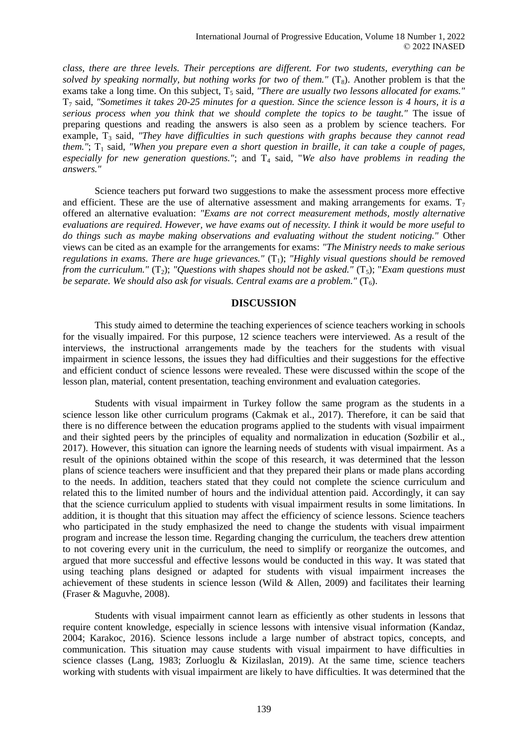*class, there are three levels. Their perceptions are different. For two students, everything can be solved by speaking normally, but nothing works for two of them."* ($T_8$). Another problem is that the exams take a long time. On this subject, $T_5$ said, *"There are usually two lessons allocated for exams."* $T_7$ said, *"Sometimes it takes 20-25 minutes for a question. Since the science lesson is 4 hours, it is a serious process when you think that we should complete the topics to be taught."* The issue of preparing questions and reading the answers is also seen as a problem by science teachers. For example, $T_3$ said, *"They have difficulties in such questions with graphs because they cannot read them."*; $T_1$ said, *"When you prepare even a short question in braille, it can take a couple of pages, especially for new generation questions."*; and $T_4$ said, "*We also have problems in reading the answers."*

Science teachers put forward two suggestions to make the assessment process more effective and efficient. These are the use of alternative assessment and making arrangements for exams. $T_7$ offered an alternative evaluation: *"Exams are not correct measurement methods, mostly alternative evaluations are required. However, we have exams out of necessity. I think it would be more useful to do things such as maybe making observations and evaluating without the student noticing."* Other views can be cited as an example for the arrangements for exams: *"The Ministry needs to make serious regulations in exams. There are huge grievances."* ($T_1$); *"Highly visual questions should be removed from the curriculum."* ($T_2$); *"Questions with shapes should not be asked."* ($T_5$); "*Exam questions must be separate. We should also ask for visuals. Central exams are a problem."* ($T_6$).

## DISCUSSION

This study aimed to determine the teaching experiences of science teachers working in schools for the visually impaired. For this purpose, 12 science teachers were interviewed. As a result of the interviews, the instructional arrangements made by the teachers for the students with visual impairment in science lessons, the issues they had difficulties and their suggestions for the effective and efficient conduct of science lessons were revealed. These were discussed within the scope of the lesson plan, material, content presentation, teaching environment and evaluation categories.

Students with visual impairment in Turkey follow the same program as the students in a science lesson like other curriculum programs (Cakmak et al., 2017). Therefore, it can be said that there is no difference between the education programs applied to the students with visual impairment and their sighted peers by the principles of equality and normalization in education (Sozbilir et al., 2017). However, this situation can ignore the learning needs of students with visual impairment. As a result of the opinions obtained within the scope of this research, it was determined that the lesson plans of science teachers were insufficient and that they prepared their plans or made plans according to the needs. In addition, teachers stated that they could not complete the science curriculum and related this to the limited number of hours and the individual attention paid. Accordingly, it can say that the science curriculum applied to students with visual impairment results in some limitations. In addition, it is thought that this situation may affect the efficiency of science lessons. Science teachers who participated in the study emphasized the need to change the students with visual impairment program and increase the lesson time. Regarding changing the curriculum, the teachers drew attention to not covering every unit in the curriculum, the need to simplify or reorganize the outcomes, and argued that more successful and effective lessons would be conducted in this way. It was stated that using teaching plans designed or adapted for students with visual impairment increases the achievement of these students in science lesson (Wild & Allen, 2009) and facilitates their learning (Fraser & Maguvhe, 2008).

Students with visual impairment cannot learn as efficiently as other students in lessons that require content knowledge, especially in science lessons with intensive visual information (Kandaz, 2004; Karakoc, 2016). Science lessons include a large number of abstract topics, concepts, and communication. This situation may cause students with visual impairment to have difficulties in science classes (Lang, 1983; Zorluoglu & Kizilaslan, 2019). At the same time, science teachers working with students with visual impairment are likely to have difficulties. It was determined that the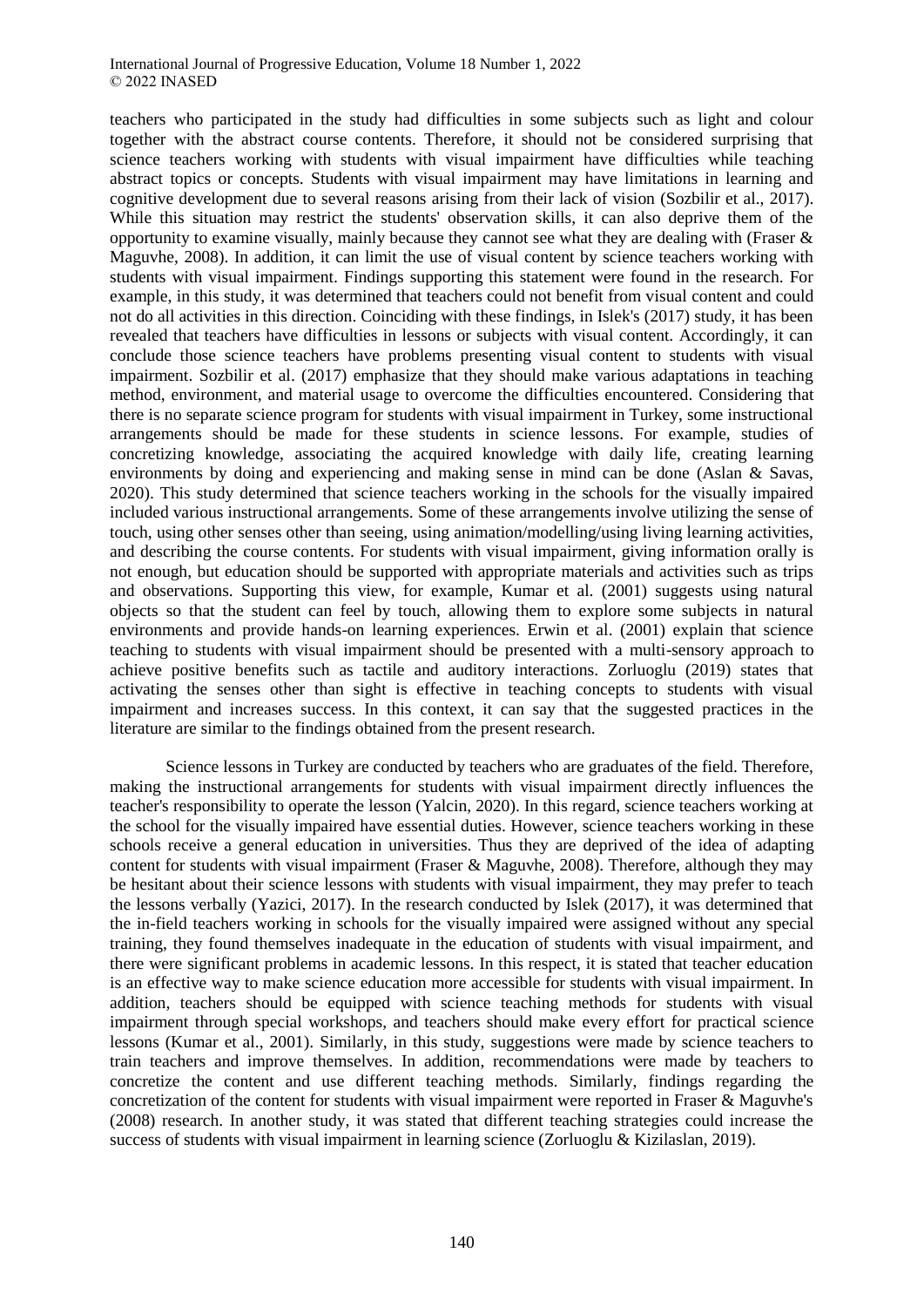teachers who participated in the study had difficulties in some subjects such as light and colour together with the abstract course contents. Therefore, it should not be considered surprising that science teachers working with students with visual impairment have difficulties while teaching abstract topics or concepts. Students with visual impairment may have limitations in learning and cognitive development due to several reasons arising from their lack of vision (Sozbilir et al., 2017). While this situation may restrict the students' observation skills, it can also deprive them of the opportunity to examine visually, mainly because they cannot see what they are dealing with (Fraser & Maguvhe, 2008). In addition, it can limit the use of visual content by science teachers working with students with visual impairment. Findings supporting this statement were found in the research. For example, in this study, it was determined that teachers could not benefit from visual content and could not do all activities in this direction. Coinciding with these findings, in Islek's (2017) study, it has been revealed that teachers have difficulties in lessons or subjects with visual content. Accordingly, it can conclude those science teachers have problems presenting visual content to students with visual impairment. Sozbilir et al. (2017) emphasize that they should make various adaptations in teaching method, environment, and material usage to overcome the difficulties encountered. Considering that there is no separate science program for students with visual impairment in Turkey, some instructional arrangements should be made for these students in science lessons. For example, studies of concretizing knowledge, associating the acquired knowledge with daily life, creating learning environments by doing and experiencing and making sense in mind can be done (Aslan & Savas, 2020). This study determined that science teachers working in the schools for the visually impaired included various instructional arrangements. Some of these arrangements involve utilizing the sense of touch, using other senses other than seeing, using animation/modelling/using living learning activities, and describing the course contents. For students with visual impairment, giving information orally is not enough, but education should be supported with appropriate materials and activities such as trips and observations. Supporting this view, for example, Kumar et al. (2001) suggests using natural objects so that the student can feel by touch, allowing them to explore some subjects in natural environments and provide hands-on learning experiences. Erwin et al. (2001) explain that science teaching to students with visual impairment should be presented with a multi-sensory approach to achieve positive benefits such as tactile and auditory interactions. Zorluoglu (2019) states that activating the senses other than sight is effective in teaching concepts to students with visual impairment and increases success. In this context, it can say that the suggested practices in the literature are similar to the findings obtained from the present research.

Science lessons in Turkey are conducted by teachers who are graduates of the field. Therefore, making the instructional arrangements for students with visual impairment directly influences the teacher's responsibility to operate the lesson (Yalcin, 2020). In this regard, science teachers working at the school for the visually impaired have essential duties. However, science teachers working in these schools receive a general education in universities. Thus they are deprived of the idea of adapting content for students with visual impairment (Fraser & Maguvhe, 2008). Therefore, although they may be hesitant about their science lessons with students with visual impairment, they may prefer to teach the lessons verbally (Yazici, 2017). In the research conducted by Islek (2017), it was determined that the in-field teachers working in schools for the visually impaired were assigned without any special training, they found themselves inadequate in the education of students with visual impairment, and there were significant problems in academic lessons. In this respect, it is stated that teacher education is an effective way to make science education more accessible for students with visual impairment. In addition, teachers should be equipped with science teaching methods for students with visual impairment through special workshops, and teachers should make every effort for practical science lessons (Kumar et al., 2001). Similarly, in this study, suggestions were made by science teachers to train teachers and improve themselves. In addition, recommendations were made by teachers to concretize the content and use different teaching methods. Similarly, findings regarding the concretization of the content for students with visual impairment were reported in Fraser & Maguvhe's (2008) research. In another study, it was stated that different teaching strategies could increase the success of students with visual impairment in learning science (Zorluoglu & Kizilaslan, 2019).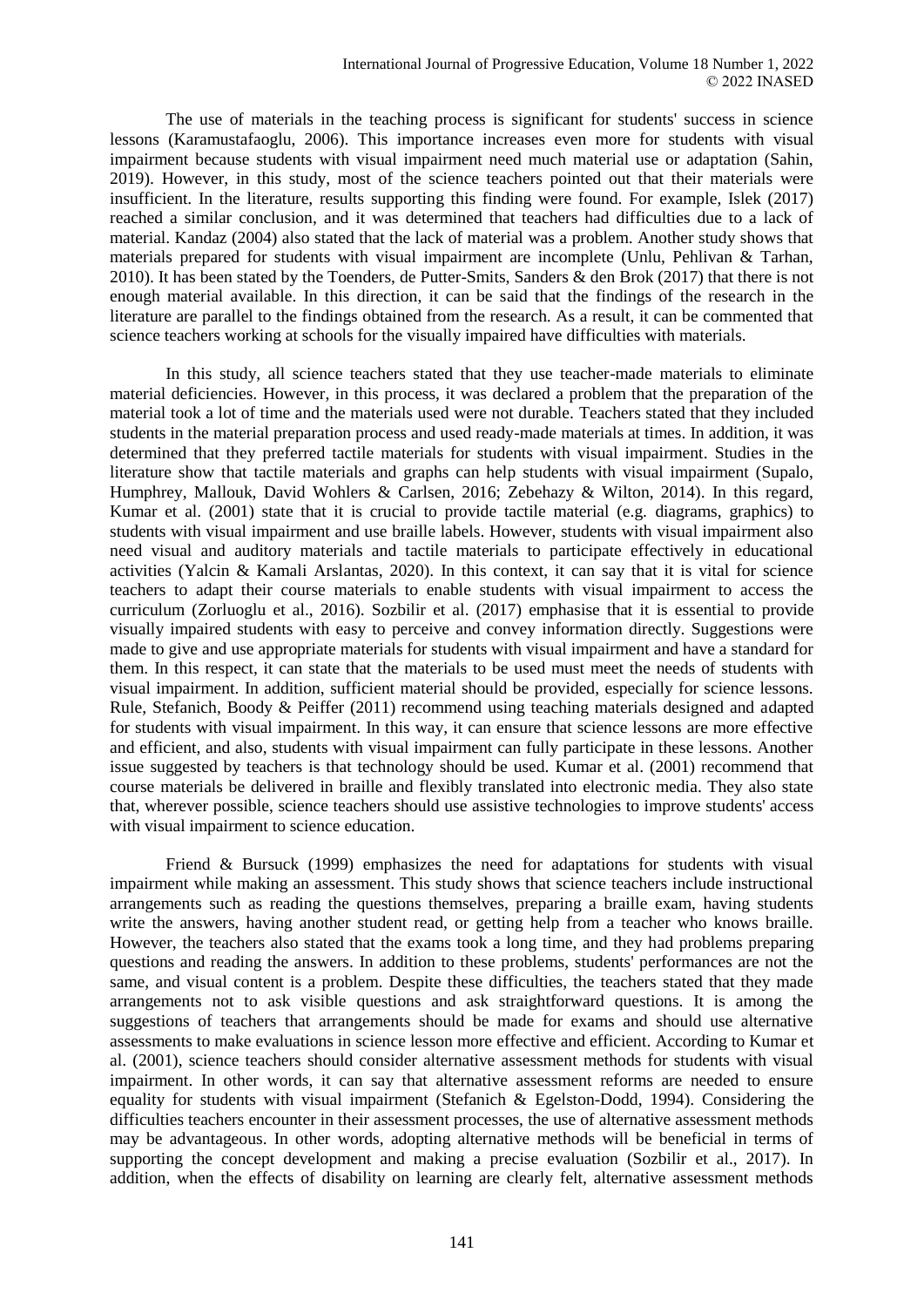The use of materials in the teaching process is significant for students' success in science lessons (Karamustafaoglu, 2006). This importance increases even more for students with visual impairment because students with visual impairment need much material use or adaptation (Sahin, 2019). However, in this study, most of the science teachers pointed out that their materials were insufficient. In the literature, results supporting this finding were found. For example, Islek (2017) reached a similar conclusion, and it was determined that teachers had difficulties due to a lack of material. Kandaz (2004) also stated that the lack of material was a problem. Another study shows that materials prepared for students with visual impairment are incomplete (Unlu, Pehlivan & Tarhan, 2010). It has been stated by the Toenders, de Putter-Smits, Sanders & den Brok (2017) that there is not enough material available. In this direction, it can be said that the findings of the research in the literature are parallel to the findings obtained from the research. As a result, it can be commented that science teachers working at schools for the visually impaired have difficulties with materials.

In this study, all science teachers stated that they use teacher-made materials to eliminate material deficiencies. However, in this process, it was declared a problem that the preparation of the material took a lot of time and the materials used were not durable. Teachers stated that they included students in the material preparation process and used ready-made materials at times. In addition, it was determined that they preferred tactile materials for students with visual impairment. Studies in the literature show that tactile materials and graphs can help students with visual impairment (Supalo, Humphrey, Mallouk, David Wohlers & Carlsen, 2016; Zebehazy & Wilton, 2014). In this regard, Kumar et al. (2001) state that it is crucial to provide tactile material (e.g. diagrams, graphics) to students with visual impairment and use braille labels. However, students with visual impairment also need visual and auditory materials and tactile materials to participate effectively in educational activities (Yalcin & Kamali Arslantas, 2020). In this context, it can say that it is vital for science teachers to adapt their course materials to enable students with visual impairment to access the curriculum (Zorluoglu et al., 2016). Sozbilir et al. (2017) emphasise that it is essential to provide visually impaired students with easy to perceive and convey information directly. Suggestions were made to give and use appropriate materials for students with visual impairment and have a standard for them. In this respect, it can state that the materials to be used must meet the needs of students with visual impairment. In addition, sufficient material should be provided, especially for science lessons. Rule, Stefanich, Boody & Peiffer (2011) recommend using teaching materials designed and adapted for students with visual impairment. In this way, it can ensure that science lessons are more effective and efficient, and also, students with visual impairment can fully participate in these lessons. Another issue suggested by teachers is that technology should be used. Kumar et al. (2001) recommend that course materials be delivered in braille and flexibly translated into electronic media. They also state that, wherever possible, science teachers should use assistive technologies to improve students' access with visual impairment to science education.

Friend & Bursuck (1999) emphasizes the need for adaptations for students with visual impairment while making an assessment. This study shows that science teachers include instructional arrangements such as reading the questions themselves, preparing a braille exam, having students write the answers, having another student read, or getting help from a teacher who knows braille. However, the teachers also stated that the exams took a long time, and they had problems preparing questions and reading the answers. In addition to these problems, students' performances are not the same, and visual content is a problem. Despite these difficulties, the teachers stated that they made arrangements not to ask visible questions and ask straightforward questions. It is among the suggestions of teachers that arrangements should be made for exams and should use alternative assessments to make evaluations in science lesson more effective and efficient. According to Kumar et al. (2001), science teachers should consider alternative assessment methods for students with visual impairment. In other words, it can say that alternative assessment reforms are needed to ensure equality for students with visual impairment (Stefanich & Egelston-Dodd, 1994). Considering the difficulties teachers encounter in their assessment processes, the use of alternative assessment methods may be advantageous. In other words, adopting alternative methods will be beneficial in terms of supporting the concept development and making a precise evaluation (Sozbilir et al., 2017). In addition, when the effects of disability on learning are clearly felt, alternative assessment methods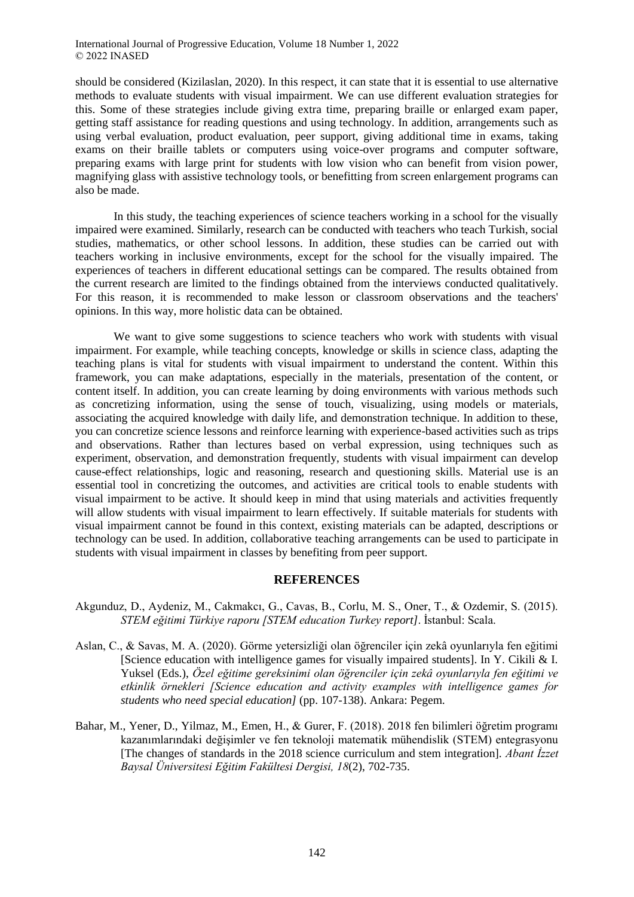should be considered (Kizilaslan, 2020). In this respect, it can state that it is essential to use alternative methods to evaluate students with visual impairment. We can use different evaluation strategies for this. Some of these strategies include giving extra time, preparing braille or enlarged exam paper, getting staff assistance for reading questions and using technology. In addition, arrangements such as using verbal evaluation, product evaluation, peer support, giving additional time in exams, taking exams on their braille tablets or computers using voice-over programs and computer software, preparing exams with large print for students with low vision who can benefit from vision power, magnifying glass with assistive technology tools, or benefitting from screen enlargement programs can also be made.

In this study, the teaching experiences of science teachers working in a school for the visually impaired were examined. Similarly, research can be conducted with teachers who teach Turkish, social studies, mathematics, or other school lessons. In addition, these studies can be carried out with teachers working in inclusive environments, except for the school for the visually impaired. The experiences of teachers in different educational settings can be compared. The results obtained from the current research are limited to the findings obtained from the interviews conducted qualitatively. For this reason, it is recommended to make lesson or classroom observations and the teachers' opinions. In this way, more holistic data can be obtained.

We want to give some suggestions to science teachers who work with students with visual impairment. For example, while teaching concepts, knowledge or skills in science class, adapting the teaching plans is vital for students with visual impairment to understand the content. Within this framework, you can make adaptations, especially in the materials, presentation of the content, or content itself. In addition, you can create learning by doing environments with various methods such as concretizing information, using the sense of touch, visualizing, using models or materials, associating the acquired knowledge with daily life, and demonstration technique. In addition to these, you can concretize science lessons and reinforce learning with experience-based activities such as trips and observations. Rather than lectures based on verbal expression, using techniques such as experiment, observation, and demonstration frequently, students with visual impairment can develop cause-effect relationships, logic and reasoning, research and questioning skills. Material use is an essential tool in concretizing the outcomes, and activities are critical tools to enable students with visual impairment to be active. It should keep in mind that using materials and activities frequently will allow students with visual impairment to learn effectively. If suitable materials for students with visual impairment cannot be found in this context, existing materials can be adapted, descriptions or technology can be used. In addition, collaborative teaching arrangements can be used to participate in students with visual impairment in classes by benefiting from peer support.

## REFERENCES

Akgunduz, D., Aydeniz, M., Cakmakcı, G., Cavas, B., Corlu, M. S., Oner, T., & Ozdemir, S. (2015). *STEM eğitimi Türkiye raporu [STEM education Turkey report]*. İstanbul: Scala.

Aslan, C., & Savas, M. A. (2020). Görme yetersizliği olan öğrenciler için zekâ oyunlarıyla fen eğitimi [Science education with intelligence games for visually impaired students]. In Y. Cikili & I. Yuksel (Eds.), *Özel eğitime gereksinimi olan öğrenciler için zekâ oyunlarıyla fen eğitimi ve etkinlik örnekleri [Science education and activity examples with intelligence games for students who need special education]* (pp. 107-138). Ankara: Pegem.

Bahar, M., Yener, D., Yilmaz, M., Emen, H., & Gurer, F. (2018). 2018 fen bilimleri öğretim programı kazanımlarındaki değişimler ve fen teknoloji matematik mühendislik (STEM) entegrasyonu [The changes of standards in the 2018 science curriculum and stem integration]. *Abant İzzet Baysal Üniversitesi Eğitim Fakültesi Dergisi, 18*(2), 702-735.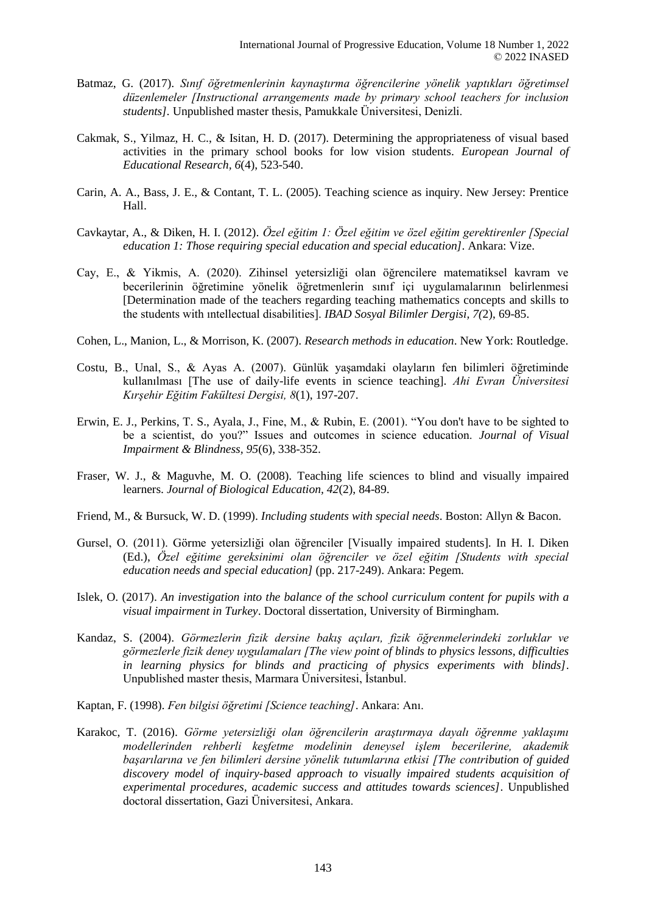Batmaz, G. (2017). *Sınıf öğretmenlerinin kaynaştırma öğrencilerine yönelik yaptıkları öğretimsel düzenlemeler [Instructional arrangements made by primary school teachers for inclusion students]*. Unpublished master thesis, Pamukkale Üniversitesi, Denizli.

Cakmak, S., Yilmaz, H. C., & Isitan, H. D. (2017). Determining the appropriateness of visual based activities in the primary school books for low vision students. *European Journal of Educational Research, 6*(4), 523-540.

Carin, A. A., Bass, J. E., & Contant, T. L. (2005). Teaching science as inquiry. New Jersey: Prentice Hall.

Cavkaytar, A., & Diken, H. I. (2012). *Özel eğitim 1: Özel eğitim ve özel eğitim gerektirenler [Special education 1: Those requiring special education and special education]*. Ankara: Vize.

Cay, E., & Yikmis, A. (2020). Zihinsel yetersizliği olan öğrencilere matematiksel kavram ve becerilerinin öğretimine yönelik öğretmenlerin sınıf içi uygulamalarının belirlenmesi [Determination made of the teachers regarding teaching mathematics concepts and skills to the students with ıntellectual disabilities]. *IBAD Sosyal Bilimler Dergisi, 7(*2), 69-85.

Cohen, L., Manion, L., & Morrison, K. (2007). *Research methods in education*. New York: Routledge.

Costu, B., Unal, S., & Ayas A. (2007). Günlük yaşamdaki olayların fen bilimleri öğretiminde kullanılması [The use of daily-life events in science teaching]. *Ahi Evran Üniversitesi Kırşehir Eğitim Fakültesi Dergisi, 8*(1), 197-207.

Erwin, E. J., Perkins, T. S., Ayala, J., Fine, M., & Rubin, E. (2001). "You don't have to be sighted to be a scientist, do you?" Issues and outcomes in science education. *Journal of Visual Impairment & Blindness, 95*(6), 338-352.

Fraser, W. J., & Maguvhe, M. O. (2008). Teaching life sciences to blind and visually impaired learners. *Journal of Biological Education, 42*(2), 84-89.

Friend, M., & Bursuck, W. D. (1999). *Including students with special needs*. Boston: Allyn & Bacon.

Gursel, O. (2011). Görme yetersizliği olan öğrenciler [Visually impaired students]. In H. I. Diken (Ed.), *Özel eğitime gereksinimi olan öğrenciler ve özel eğitim [Students with special education needs and special education]* (pp. 217-249). Ankara: Pegem.

Islek, O. (2017). *An investigation into the balance of the school curriculum content for pupils with a visual impairment in Turkey*. Doctoral dissertation, University of Birmingham.

Kandaz, S. (2004). *Görmezlerin fizik dersine bakış açıları, fizik öğrenmelerindeki zorluklar ve görmezlerle fizik deney uygulamaları [The view point of blinds to physics lessons, difficulties in learning physics for blinds and practicing of physics experiments with blinds]*. Unpublished master thesis, Marmara Üniversitesi, İstanbul.

Kaptan, F. (1998). *Fen bilgisi öğretimi [Science teaching]*. Ankara: Anı.

Karakoc, T. (2016). *Görme yetersizliği olan öğrencilerin araştırmaya dayalı öğrenme yaklaşımı modellerinden rehberli keşfetme modelinin deneysel işlem becerilerine, akademik başarılarına ve fen bilimleri dersine yönelik tutumlarına etkisi [The contribution of guided discovery model of inquiry-based approach to visually impaired students acquisition of experimental procedures, academic success and attitudes towards sciences]*. Unpublished doctoral dissertation, Gazi Üniversitesi, Ankara.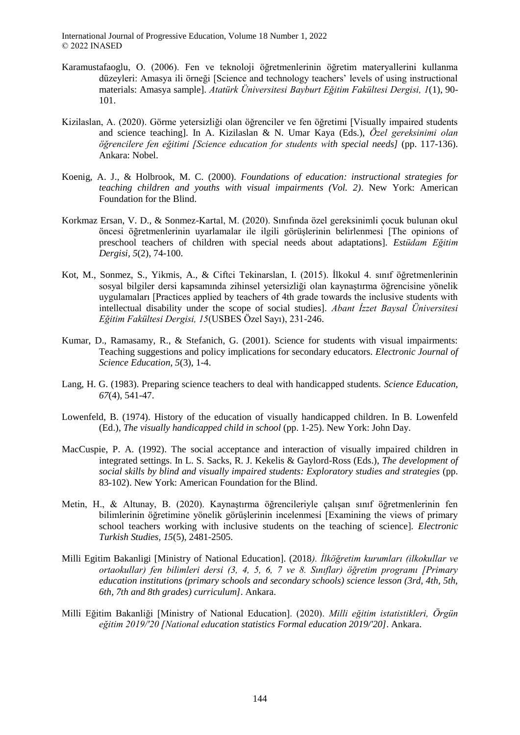Karamustafaoglu, O. (2006). Fen ve teknoloji öğretmenlerinin öğretim materyallerini kullanma düzeyleri: Amasya ili örneği [Science and technology teachers' levels of using instructional materials: Amasya sample]. *Atatürk Üniversitesi Bayburt Eğitim Fakültesi Dergisi, 1*(1), 90-101.

Kizilaslan, A. (2020). Görme yetersizliği olan öğrenciler ve fen öğretimi [Visually impaired students and science teaching]. In A. Kizilaslan & N. Umar Kaya (Eds.), *Özel gereksinimi olan öğrencilere fen eğitimi [Science education for students with special needs]* (pp. 117-136). Ankara: Nobel.

Koenig, A. J., & Holbrook, M. C. (2000). *Foundations of education: instructional strategies for teaching children and youths with visual impairments (Vol. 2)*. New York: American Foundation for the Blind.

Korkmaz Ersan, V. D., & Sonmez-Kartal, M. (2020). Sınıfında özel gereksinimli çocuk bulunan okul öncesi öğretmenlerinin uyarlamalar ile ilgili görüşlerinin belirlenmesi [The opinions of preschool teachers of children with special needs about adaptations]. *Estüdam Eğitim Dergisi, 5*(2), 74-100.

Kot, M., Sonmez, S., Yikmis, A., & Ciftci Tekinarslan, I. (2015). İlkokul 4. sınıf öğretmenlerinin sosyal bilgiler dersi kapsamında zihinsel yetersizliği olan kaynaştırma öğrencisine yönelik uygulamaları [Practices applied by teachers of 4th grade towards the inclusive students with intellectual disability under the scope of social studies]. *Abant İzzet Baysal Üniversitesi Eğitim Fakültesi Dergisi, 15*(USBES Özel Sayı), 231-246.

Kumar, D., Ramasamy, R., & Stefanich, G. (2001). Science for students with visual impairments: Teaching suggestions and policy implications for secondary educators. *Electronic Journal of Science Education, 5*(3), 1-4.

Lang, H. G. (1983). Preparing science teachers to deal with handicapped students. *Science Education, 67*(4), 541-47.

Lowenfeld, B. (1974). History of the education of visually handicapped children. In B. Lowenfeld (Ed.), *The visually handicapped child in school* (pp. 1-25). New York: John Day.

MacCuspie, P. A. (1992). The social acceptance and interaction of visually impaired children in integrated settings. In L. S. Sacks, R. J. Kekelis & Gaylord-Ross (Eds.), *The development of social skills by blind and visually impaired students: Exploratory studies and strategies* (pp. 83-102). New York: American Foundation for the Blind.

Metin, H., & Altunay, B. (2020). Kaynaştırma öğrencileriyle çalışan sınıf öğretmenlerinin fen bilimlerinin öğretimine yönelik görüşlerinin incelenmesi [Examining the views of primary school teachers working with inclusive students on the teaching of science]. *Electronic Turkish Studies, 15*(5), 2481-2505.

Milli Egitim Bakanligi [Ministry of National Education]. (2018*). İlköğretim kurumları (ilkokullar ve ortaokullar) fen bilimleri dersi (3, 4, 5, 6, 7 ve 8. Sınıflar) öğretim programı [Primary education institutions (primary schools and secondary schools) science lesson (3rd, 4th, 5th, 6th, 7th and 8th grades) curriculum]*. Ankara.

Milli Eğitim Bakanliği [Ministry of National Education]. (2020). *Milli eğitim istatistikleri, Örgün eğitim 2019/'20 [National education statistics Formal education 2019/'20]*. Ankara.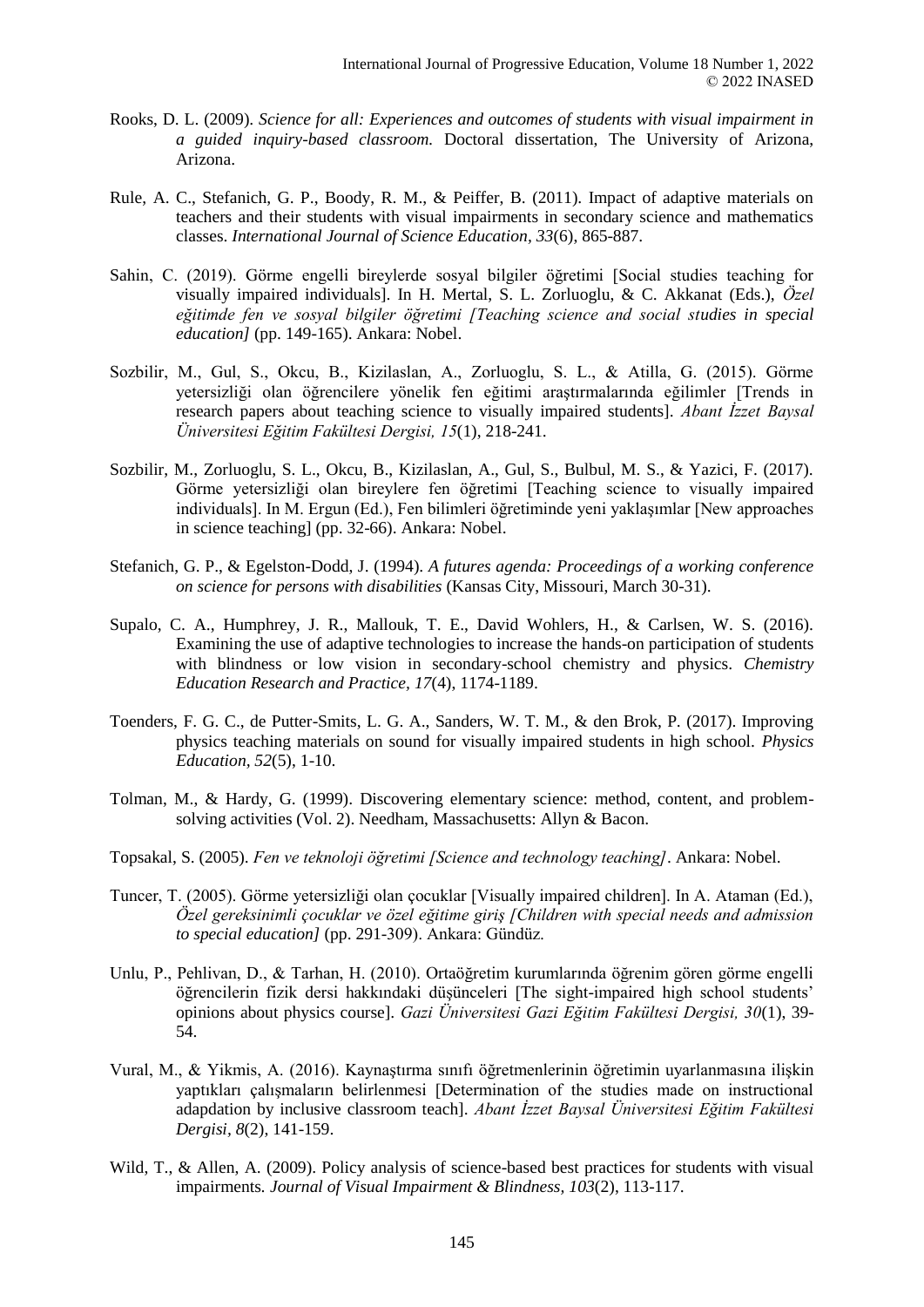Rooks, D. L. (2009). *Science for all: Experiences and outcomes of students with visual impairment in a guided inquiry-based classroom.* Doctoral dissertation, The University of Arizona, Arizona.

Rule, A. C., Stefanich, G. P., Boody, R. M., & Peiffer, B. (2011). Impact of adaptive materials on teachers and their students with visual impairments in secondary science and mathematics classes. *International Journal of Science Education, 33*(6), 865-887.

Sahin, C. (2019). Görme engelli bireylerde sosyal bilgiler öğretimi [Social studies teaching for visually impaired individuals]. In H. Mertal, S. L. Zorluoglu, & C. Akkanat (Eds.), *Özel eğitimde fen ve sosyal bilgiler öğretimi [Teaching science and social studies in special education]* (pp. 149-165). Ankara: Nobel.

Sozbilir, M., Gul, S., Okcu, B., Kizilaslan, A., Zorluoglu, S. L., & Atilla, G. (2015). Görme yetersizliği olan öğrencilere yönelik fen eğitimi araştırmalarında eğilimler [Trends in research papers about teaching science to visually impaired students]. *Abant İzzet Baysal Üniversitesi Eğitim Fakültesi Dergisi, 15*(1), 218-241.

Sozbilir, M., Zorluoglu, S. L., Okcu, B., Kizilaslan, A., Gul, S., Bulbul, M. S., & Yazici, F. (2017). Görme yetersizliği olan bireylere fen öğretimi [Teaching science to visually impaired individuals]. In M. Ergun (Ed.), Fen bilimleri öğretiminde yeni yaklaşımlar [New approaches in science teaching] (pp. 32-66). Ankara: Nobel.

Stefanich, G. P., & Egelston-Dodd, J. (1994). *A futures agenda: Proceedings of a working conference on science for persons with disabilities* (Kansas City, Missouri, March 30-31).

Supalo, C. A., Humphrey, J. R., Mallouk, T. E., David Wohlers, H., & Carlsen, W. S. (2016). Examining the use of adaptive technologies to increase the hands-on participation of students with blindness or low vision in secondary-school chemistry and physics. *Chemistry Education Research and Practice, 17*(4), 1174-1189.

Toenders, F. G. C., de Putter-Smits, L. G. A., Sanders, W. T. M., & den Brok, P. (2017). Improving physics teaching materials on sound for visually impaired students in high school. *Physics Education, 52*(5), 1-10.

Tolman, M., & Hardy, G. (1999). Discovering elementary science: method, content, and problem-solving activities (Vol. 2). Needham, Massachusetts: Allyn & Bacon.

Topsakal, S. (2005). *Fen ve teknoloji öğretimi [Science and technology teaching]*. Ankara: Nobel.

Tuncer, T. (2005). Görme yetersizliği olan çocuklar [Visually impaired children]. In A. Ataman (Ed.), *Özel gereksinimli çocuklar ve özel eğitime giriş [Children with special needs and admission to special education]* (pp. 291-309). Ankara: Gündüz.

Unlu, P., Pehlivan, D., & Tarhan, H. (2010). Ortaöğretim kurumlarında öğrenim gören görme engelli öğrencilerin fizik dersi hakkındaki düşünceleri [The sight-impaired high school students' opinions about physics course]. *Gazi Üniversitesi Gazi Eğitim Fakültesi Dergisi, 30*(1), 39-54.

Vural, M., & Yikmis, A. (2016). Kaynaştırma sınıfı öğretmenlerinin öğretimin uyarlanmasına ilişkin yaptıkları çalışmaların belirlenmesi [Determination of the studies made on instructional adapdation by inclusive classroom teach]. *Abant İzzet Baysal Üniversitesi Eğitim Fakültesi Dergisi, 8*(2), 141-159.

Wild, T., & Allen, A. (2009). Policy analysis of science-based best practices for students with visual impairments. *Journal of Visual Impairment & Blindness, 103*(2), 113-117.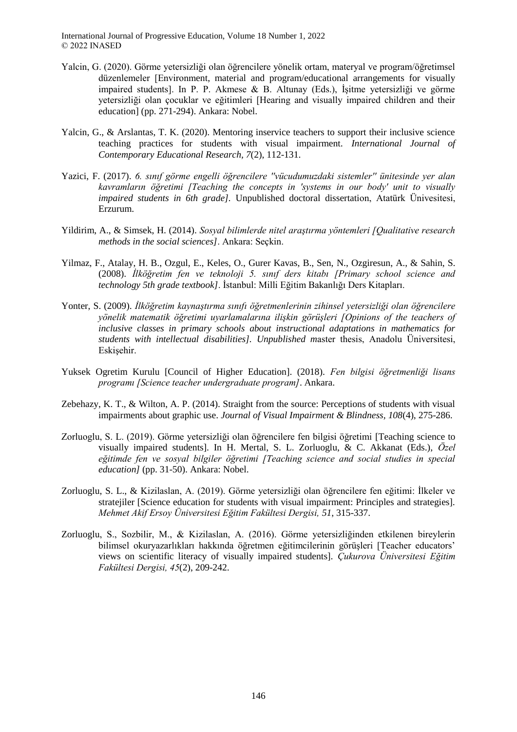Yalcin, G. (2020). Görme yetersizliği olan öğrencilere yönelik ortam, materyal ve program/öğretimsel düzenlemeler [Environment, material and program/educational arrangements for visually impaired students]. In P. P. Akmese & B. Altunay (Eds.), İşitme yetersizliği ve görme yetersizliği olan çocuklar ve eğitimleri [Hearing and visually impaired children and their education] (pp. 271-294). Ankara: Nobel.

Yalcin, G., & Arslantas, T. K. (2020). Mentoring inservice teachers to support their inclusive science teaching practices for students with visual impairment. *International Journal of Contemporary Educational Research, 7*(2), 112-131.

Yazici, F. (2017). *6. sınıf görme engelli öğrencilere "vücudumuzdaki sistemler" ünitesinde yer alan kavramların öğretimi [Teaching the concepts in 'systems in our body' unit to visually impaired students in 6th grade]*. Unpublished doctoral dissertation, Atatürk Ünivesitesi, Erzurum.

Yildirim, A., & Simsek, H. (2014). *Sosyal bilimlerde nitel araştırma yöntemleri [Qualitative research methods in the social sciences]*. Ankara: Seçkin.

Yilmaz, F., Atalay, H. B., Ozgul, E., Keles, O., Gurer Kavas, B., Sen, N., Ozgiresun, A., & Sahin, S. (2008). *İlköğretim fen ve teknoloji 5. sınıf ders kitabı [Primary school science and technology 5th grade textbook]*. İstanbul: Milli Eğitim Bakanlığı Ders Kitapları.

Yonter, S. (2009). *İlköğretim kaynaştırma sınıfı öğretmenlerinin zihinsel yetersizliği olan öğrencilere yönelik matematik öğretimi uyarlamalarına ilişkin görüşleri [Opinions of the teachers of inclusive classes in primary schools about instructional adaptations in mathematics for students with intellectual disabilities]. Unpublished m*aster thesis, Anadolu Üniversitesi, Eskişehir.

Yuksek Ogretim Kurulu [Council of Higher Education]. (2018). *Fen bilgisi öğretmenliği lisans programı [Science teacher undergraduate program]*. Ankara.

Zebehazy, K. T., & Wilton, A. P. (2014). Straight from the source: Perceptions of students with visual impairments about graphic use. *Journal of Visual Impairment & Blindness, 108*(4), 275-286.

Zorluoglu, S. L. (2019). Görme yetersizliği olan öğrencilere fen bilgisi öğretimi [Teaching science to visually impaired students]. In H. Mertal, S. L. Zorluoglu, & C. Akkanat (Eds.), *Özel eğitimde fen ve sosyal bilgiler öğretimi [Teaching science and social studies in special education]* (pp. 31-50). Ankara: Nobel.

Zorluoglu, S. L., & Kizilaslan, A. (2019). Görme yetersizliği olan öğrencilere fen eğitimi: İlkeler ve stratejiler [Science education for students with visual impairment: Principles and strategies]. *Mehmet Akif Ersoy Üniversitesi Eğitim Fakültesi Dergisi, 51*, 315-337.

Zorluoglu, S., Sozbilir, M., & Kizilaslan, A. (2016). Görme yetersizliğinden etkilenen bireylerin bilimsel okuryazarlıkları hakkında öğretmen eğitimcilerinin görüşleri [Teacher educators' views on scientific literacy of visually impaired students]. *Çukurova Üniversitesi Eğitim Fakültesi Dergisi, 45*(2), 209-242.